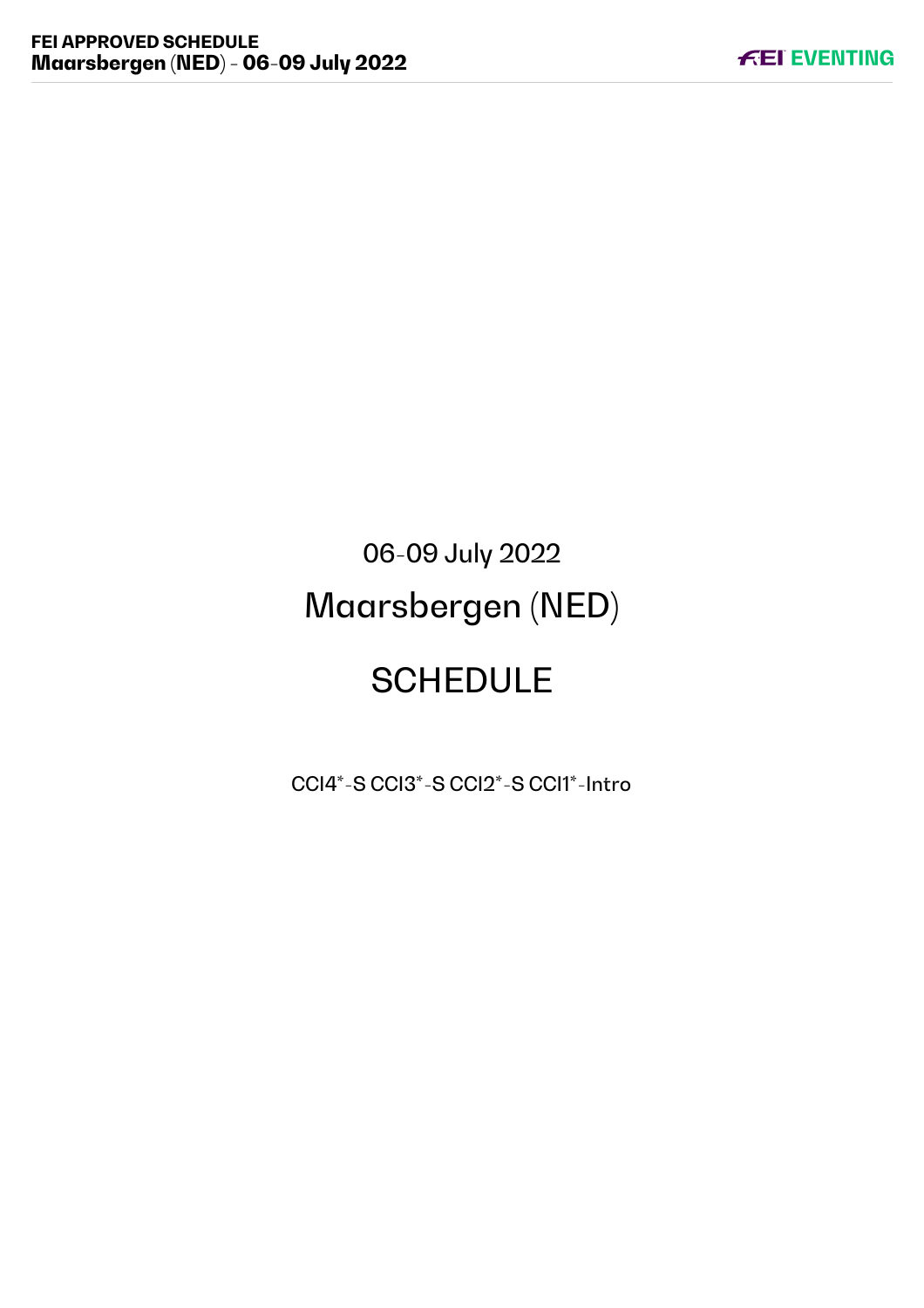06-09 July 2022

# Maarsbergen (NED)

# SCHEDULE

CCI4*-S CCI3*-S CCI2*-S CCI1*-Intro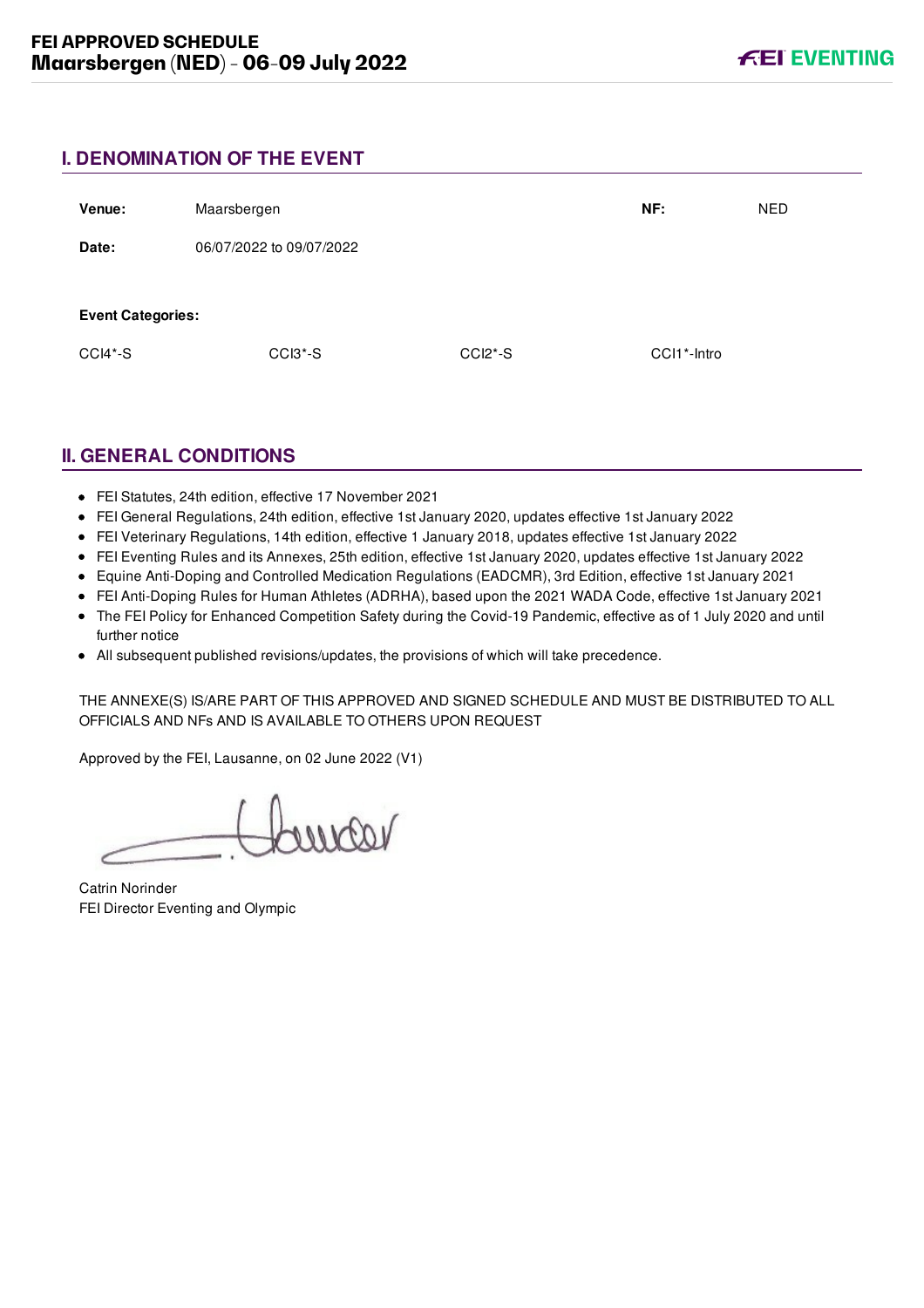## I. DENOMINATION OF THE EVENT

| | | | |
|---|---|---|---|
| **Venue:** | Maarsbergen | **NF:** | NED |
| **Date:** | 06/07/2022 to 09/07/2022 | | |

**Event Categories:**

| | | | |
|---|---|---|---|
| CCI4*-S | CCI3*-S | CCI2*-S | CCI1*-Intro |

## II. GENERAL CONDITIONS

- FEI Statutes, 24th edition, effective 17 November 2021
- FEI General Regulations, 24th edition, effective 1st January 2020, updates effective 1st January 2022
- FEI Veterinary Regulations, 14th edition, effective 1 January 2018, updates effective 1st January 2022
- FEI Eventing Rules and its Annexes, 25th edition, effective 1st January 2020, updates effective 1st January 2022
- Equine Anti-Doping and Controlled Medication Regulations (EADCMR), 3rd Edition, effective 1st January 2021
- FEI Anti-Doping Rules for Human Athletes (ADRHA), based upon the 2021 WADA Code, effective 1st January 2021
- The FEI Policy for Enhanced Competition Safety during the Covid-19 Pandemic, effective as of 1 July 2020 and until further notice
- All subsequent published revisions/updates, the provisions of which will take precedence.

THE ANNEXE(S) IS/ARE PART OF THIS APPROVED AND SIGNED SCHEDULE AND MUST BE DISTRIBUTED TO ALL OFFICIALS AND NFs AND IS AVAILABLE TO OTHERS UPON REQUEST

Approved by the FEI, Lausanne, on 02 June 2022 (V1)

Catrin Norinder
FEI Director Eventing and Olympic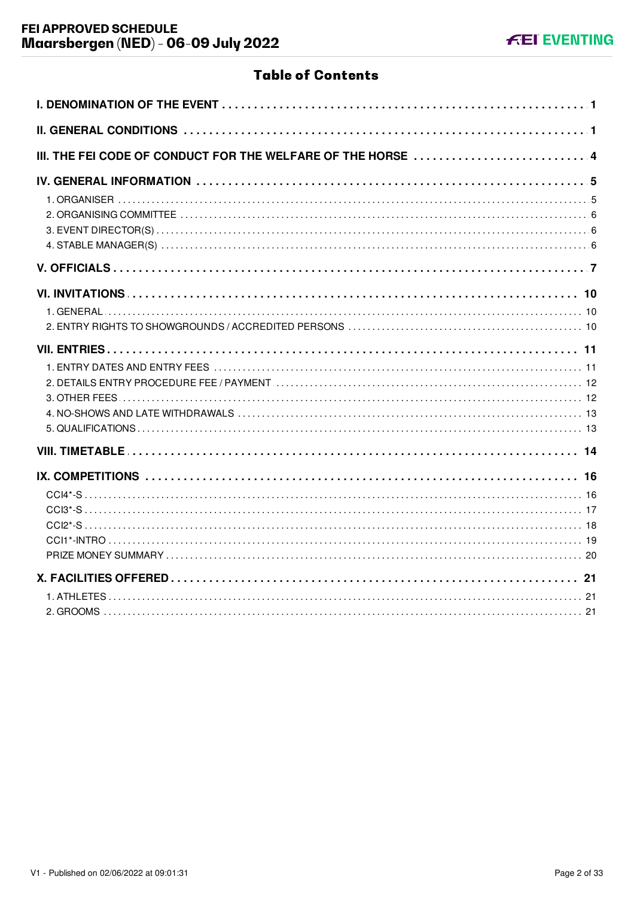# Table of Contents

**I. DENOMINATION OF THE EVENT** . . . . . . . . . . 1

**II. GENERAL CONDITIONS** . . . . . . . . . . 1

**III. THE FEI CODE OF CONDUCT FOR THE WELFARE OF THE HORSE** . . . . . . . . . . 4

**IV. GENERAL INFORMATION** . . . . . . . . . . 5

- 1. ORGANISER . . . . . . . . . . 5
- 2. ORGANISING COMMITTEE . . . . . . . . . . 6
- 3. EVENT DIRECTOR(S) . . . . . . . . . . 6
- 4. STABLE MANAGER(S) . . . . . . . . . . 6

**V. OFFICIALS** . . . . . . . . . . 7

**VI. INVITATIONS** . . . . . . . . . . 10

- 1. GENERAL . . . . . . . . . . 10
- 2. ENTRY RIGHTS TO SHOWGROUNDS / ACCREDITED PERSONS . . . . . . . . . . 10

**VII. ENTRIES** . . . . . . . . . . 11

- 1. ENTRY DATES AND ENTRY FEES . . . . . . . . . . 11
- 2. DETAILS ENTRY PROCEDURE FEE / PAYMENT . . . . . . . . . . 12
- 3. OTHER FEES . . . . . . . . . . 12
- 4. NO-SHOWS AND LATE WITHDRAWALS . . . . . . . . . . 13
- 5. QUALIFICATIONS . . . . . . . . . . 13

**VIII. TIMETABLE** . . . . . . . . . . 14

**IX. COMPETITIONS** . . . . . . . . . . 16

- CCI4*-S . . . . . . . . . . 16
- CCI3*-S . . . . . . . . . . 17
- CCI2*-S . . . . . . . . . . 18
- CCI1*-INTRO . . . . . . . . . . 19
- PRIZE MONEY SUMMARY . . . . . . . . . . 20

**X. FACILITIES OFFERED** . . . . . . . . . . 21

- 1. ATHLETES . . . . . . . . . . 21
- 2. GROOMS . . . . . . . . . . 21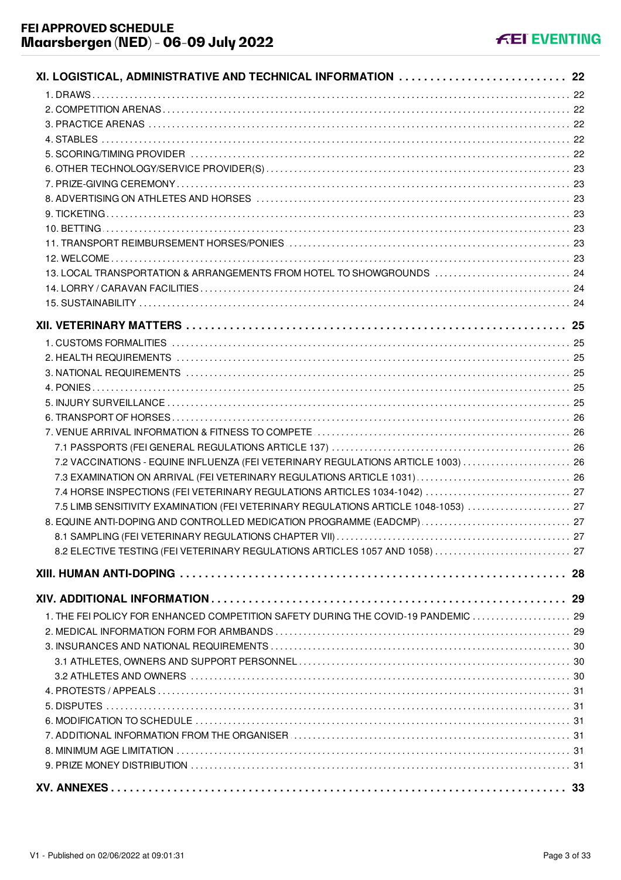XI. LOGISTICAL, ADMINISTRATIVE AND TECHNICAL INFORMATION ........................... 22

- 1. DRAWS ........ 22
- 2. COMPETITION ARENAS ........ 22
- 3. PRACTICE ARENAS ........ 22
- 4. STABLES ........ 22
- 5. SCORING/TIMING PROVIDER ........ 22
- 6. OTHER TECHNOLOGY/SERVICE PROVIDER(S) ........ 23
- 7. PRIZE-GIVING CEREMONY ........ 23
- 8. ADVERTISING ON ATHLETES AND HORSES ........ 23
- 9. TICKETING ........ 23
- 10. BETTING ........ 23
- 11. TRANSPORT REIMBURSEMENT HORSES/PONIES ........ 23
- 12. WELCOME ........ 23
- 13. LOCAL TRANSPORTATION & ARRANGEMENTS FROM HOTEL TO SHOWGROUNDS ........ 24
- 14. LORRY / CARAVAN FACILITIES ........ 24
- 15. SUSTAINABILITY ........ 24

XII. VETERINARY MATTERS ........ 25

- 1. CUSTOMS FORMALITIES ........ 25
- 2. HEALTH REQUIREMENTS ........ 25
- 3. NATIONAL REQUIREMENTS ........ 25
- 4. PONIES ........ 25
- 5. INJURY SURVEILLANCE ........ 25
- 6. TRANSPORT OF HORSES ........ 26
- 7. VENUE ARRIVAL INFORMATION & FITNESS TO COMPETE ........ 26
  - 7.1 PASSPORTS (FEI GENERAL REGULATIONS ARTICLE 137) ........ 26
  - 7.2 VACCINATIONS - EQUINE INFLUENZA (FEI VETERINARY REGULATIONS ARTICLE 1003) ........ 26
  - 7.3 EXAMINATION ON ARRIVAL (FEI VETERINARY REGULATIONS ARTICLE 1031) ........ 26
  - 7.4 HORSE INSPECTIONS (FEI VETERINARY REGULATIONS ARTICLES 1034-1042) ........ 27
  - 7.5 LIMB SENSITIVITY EXAMINATION (FEI VETERINARY REGULATIONS ARTICLE 1048-1053) ........ 27
- 8. EQUINE ANTI-DOPING AND CONTROLLED MEDICATION PROGRAMME (EADCMP) ........ 27
  - 8.1 SAMPLING (FEI VETERINARY REGULATIONS CHAPTER VII) ........ 27
  - 8.2 ELECTIVE TESTING (FEI VETERINARY REGULATIONS ARTICLES 1057 AND 1058) ........ 27

XIII. HUMAN ANTI-DOPING ........ 28

XIV. ADDITIONAL INFORMATION ........ 29

- 1. THE FEI POLICY FOR ENHANCED COMPETITION SAFETY DURING THE COVID-19 PANDEMIC ........ 29
- 2. MEDICAL INFORMATION FORM FOR ARMBANDS ........ 29
- 3. INSURANCES AND NATIONAL REQUIREMENTS ........ 30
  - 3.1 ATHLETES, OWNERS AND SUPPORT PERSONNEL ........ 30
  - 3.2 ATHLETES AND OWNERS ........ 30
- 4. PROTESTS / APPEALS ........ 31
- 5. DISPUTES ........ 31
- 6. MODIFICATION TO SCHEDULE ........ 31
- 7. ADDITIONAL INFORMATION FROM THE ORGANISER ........ 31
- 8. MINIMUM AGE LIMITATION ........ 31
- 9. PRIZE MONEY DISTRIBUTION ........ 31

XV. ANNEXES ........ 33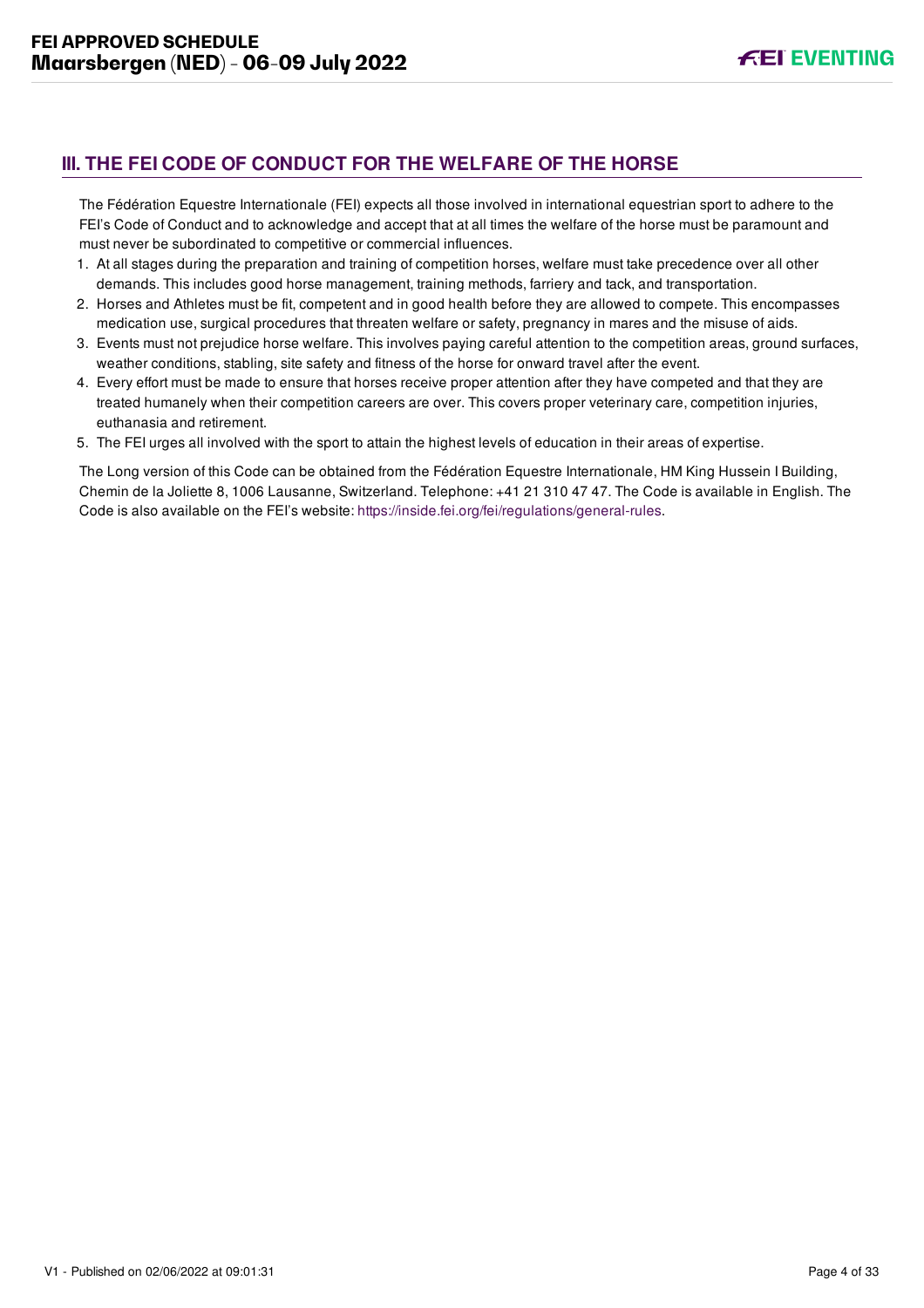## III. THE FEI CODE OF CONDUCT FOR THE WELFARE OF THE HORSE

The Fédération Equestre Internationale (FEI) expects all those involved in international equestrian sport to adhere to the FEI's Code of Conduct and to acknowledge and accept that at all times the welfare of the horse must be paramount and must never be subordinated to competitive or commercial influences.

1. At all stages during the preparation and training of competition horses, welfare must take precedence over all other demands. This includes good horse management, training methods, farriery and tack, and transportation.
2. Horses and Athletes must be fit, competent and in good health before they are allowed to compete. This encompasses medication use, surgical procedures that threaten welfare or safety, pregnancy in mares and the misuse of aids.
3. Events must not prejudice horse welfare. This involves paying careful attention to the competition areas, ground surfaces, weather conditions, stabling, site safety and fitness of the horse for onward travel after the event.
4. Every effort must be made to ensure that horses receive proper attention after they have competed and that they are treated humanely when their competition careers are over. This covers proper veterinary care, competition injuries, euthanasia and retirement.
5. The FEI urges all involved with the sport to attain the highest levels of education in their areas of expertise.

The Long version of this Code can be obtained from the Fédération Equestre Internationale, HM King Hussein I Building, Chemin de la Joliette 8, 1006 Lausanne, Switzerland. Telephone: +41 21 310 47 47. The Code is available in English. The Code is also available on the FEI's website: https://inside.fei.org/fei/regulations/general-rules.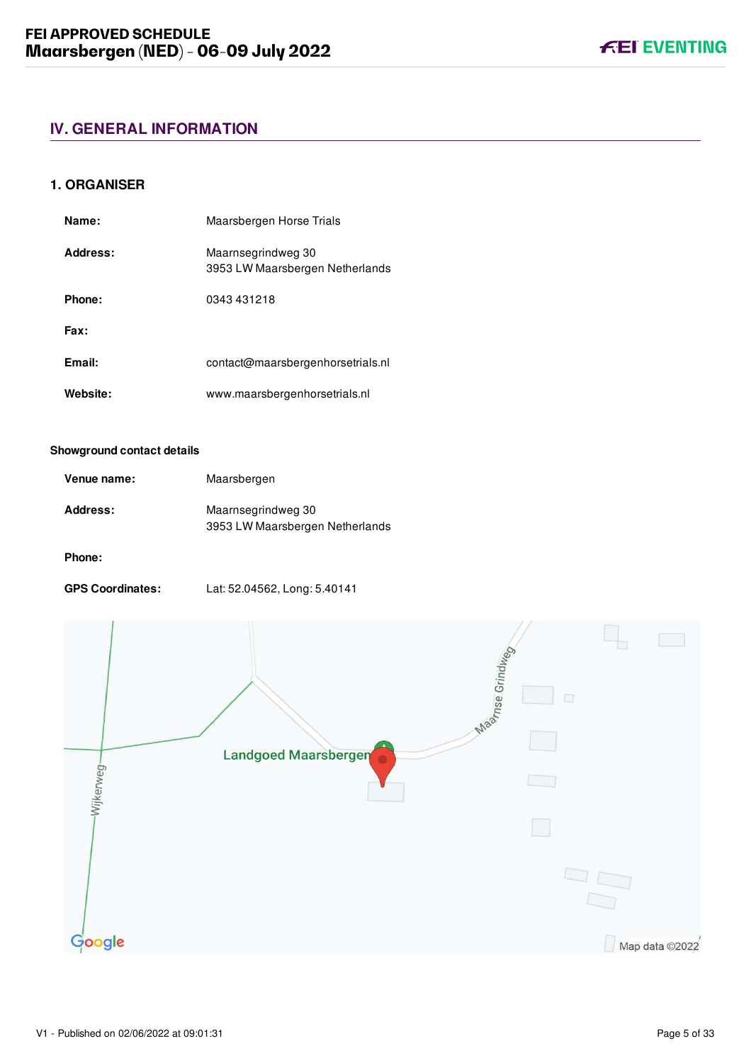## IV. GENERAL INFORMATION

### 1. ORGANISER

**Name:** Maarsbergen Horse Trials

**Address:** Maarnsegrindweg 30
3953 LW Maarsbergen Netherlands

**Phone:** 0343 431218

**Fax:**

**Email:** contact@maarsbergenhorsetrials.nl

**Website:** www.maarsbergenhorsetrials.nl

**Showground contact details**

**Venue name:** Maarsbergen

**Address:** Maarnsegrindweg 30
3953 LW Maarsbergen Netherlands

**Phone:**

**GPS Coordinates:** Lat: 52.04562, Long: 5.40141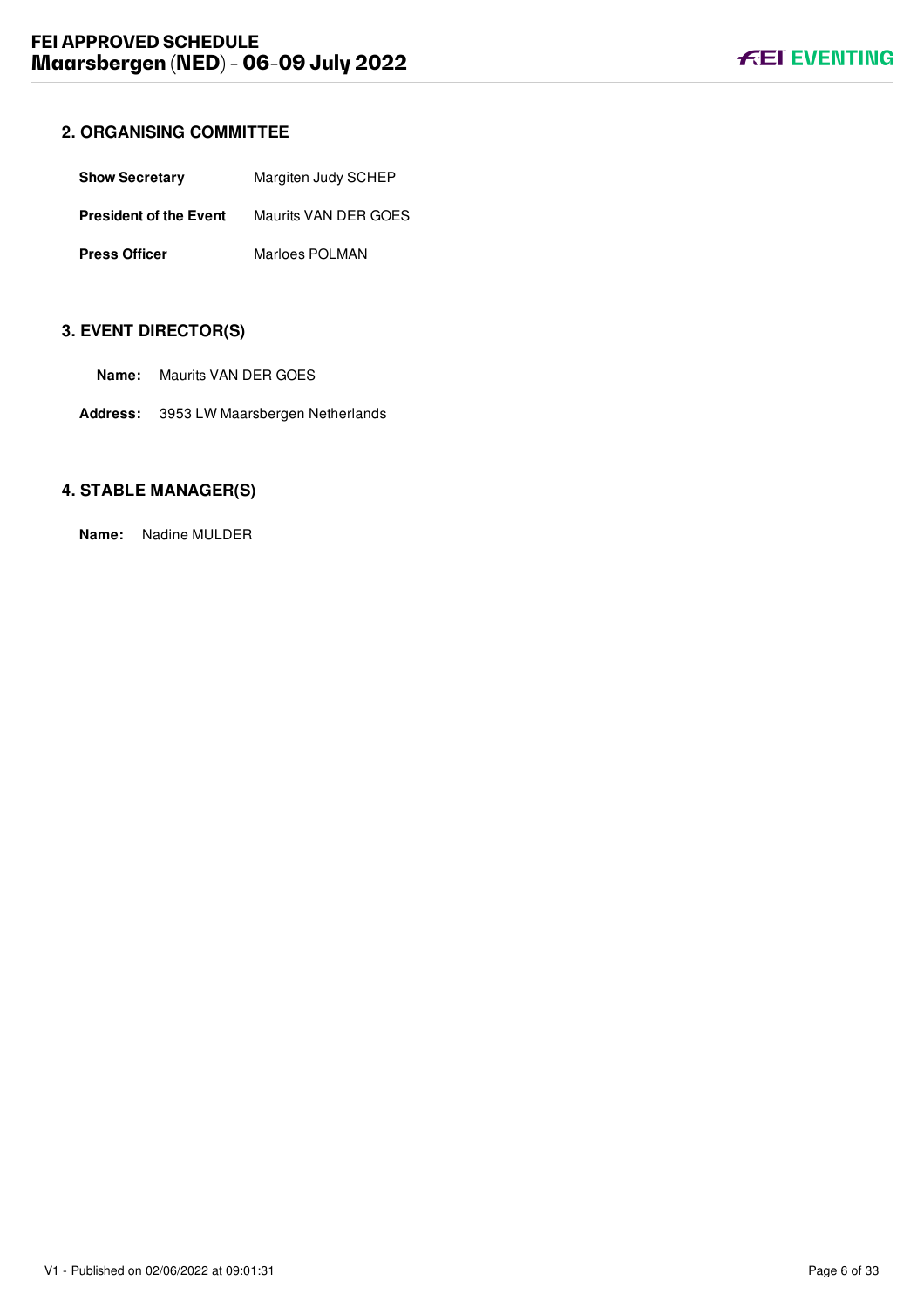## 2. ORGANISING COMMITTEE

| | |
|---|---|
| **Show Secretary** | Margiten Judy SCHEP |
| **President of the Event** | Maurits VAN DER GOES |
| **Press Officer** | Marloes POLMAN |

## 3. EVENT DIRECTOR(S)

**Name:** Maurits VAN DER GOES

**Address:** 3953 LW Maarsbergen Netherlands

## 4. STABLE MANAGER(S)

**Name:** Nadine MULDER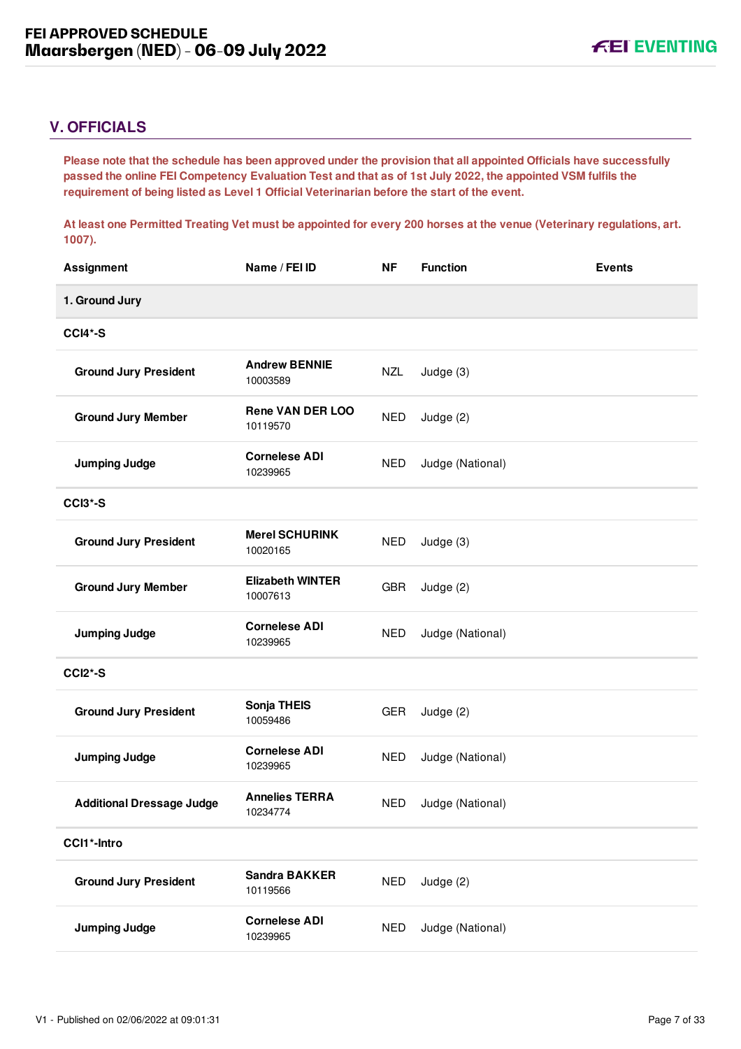## V. OFFICIALS

**Please note that the schedule has been approved under the provision that all appointed Officials have successfully passed the online FEI Competency Evaluation Test and that as of 1st July 2022, the appointed VSM fulfils the requirement of being listed as Level 1 Official Veterinarian before the start of the event.**

**At least one Permitted Treating Vet must be appointed for every 200 horses at the venue (Veterinary regulations, art. 1007).**

| Assignment | Name / FEI ID | NF | Function | Events |
|---|---|---|---|---|
| **1. Ground Jury** | | | | |
| **CCI4*-S** | | | | |
| **Ground Jury President** | **Andrew BENNIE** 10003589 | NZL | Judge (3) | |
| **Ground Jury Member** | **Rene VAN DER LOO** 10119570 | NED | Judge (2) | |
| **Jumping Judge** | **Cornelese ADI** 10239965 | NED | Judge (National) | |
| **CCI3*-S** | | | | |
| **Ground Jury President** | **Merel SCHURINK** 10020165 | NED | Judge (3) | |
| **Ground Jury Member** | **Elizabeth WINTER** 10007613 | GBR | Judge (2) | |
| **Jumping Judge** | **Cornelese ADI** 10239965 | NED | Judge (National) | |
| **CCI2*-S** | | | | |
| **Ground Jury President** | **Sonja THEIS** 10059486 | GER | Judge (2) | |
| **Jumping Judge** | **Cornelese ADI** 10239965 | NED | Judge (National) | |
| **Additional Dressage Judge** | **Annelies TERRA** 10234774 | NED | Judge (National) | |
| **CCI1*-Intro** | | | | |
| **Ground Jury President** | **Sandra BAKKER** 10119566 | NED | Judge (2) | |
| **Jumping Judge** | **Cornelese ADI** 10239965 | NED | Judge (National) | |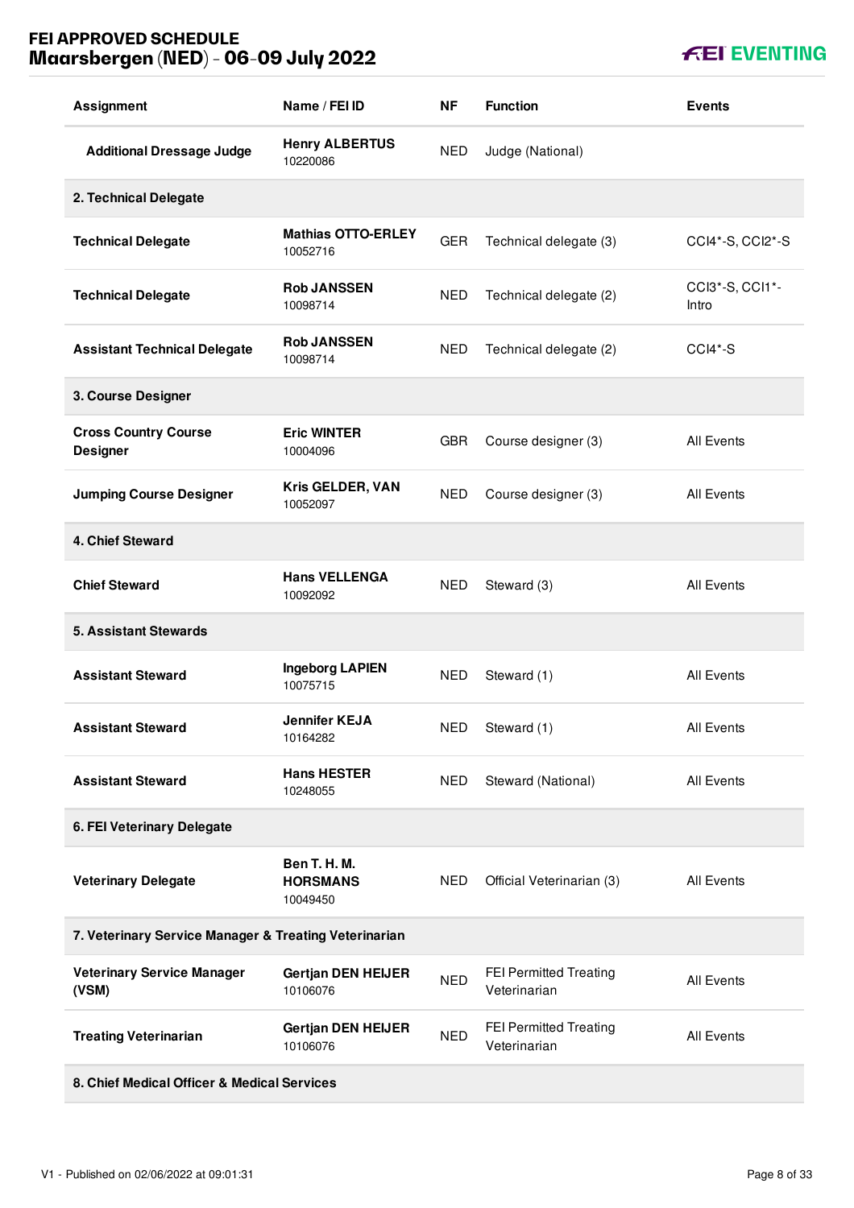| Assignment | Name / FEI ID | NF | Function | Events |
|---|---|---|---|---|
| Additional Dressage Judge | **Henry ALBERTUS** 10220086 | NED | Judge (National) | |
| **2. Technical Delegate** | | | | |
| Technical Delegate | **Mathias OTTO-ERLEY** 10052716 | GER | Technical delegate (3) | CCI4*-S, CCI2*-S |
| Technical Delegate | **Rob JANSSEN** 10098714 | NED | Technical delegate (2) | CCI3*-S, CCI1*-Intro |
| Assistant Technical Delegate | **Rob JANSSEN** 10098714 | NED | Technical delegate (2) | CCI4*-S |
| **3. Course Designer** | | | | |
| Cross Country Course Designer | **Eric WINTER** 10004096 | GBR | Course designer (3) | All Events |
| Jumping Course Designer | **Kris GELDER, VAN** 10052097 | NED | Course designer (3) | All Events |
| **4. Chief Steward** | | | | |
| Chief Steward | **Hans VELLENGA** 10092092 | NED | Steward (3) | All Events |
| **5. Assistant Stewards** | | | | |
| Assistant Steward | **Ingeborg LAPIEN** 10075715 | NED | Steward (1) | All Events |
| Assistant Steward | **Jennifer KEJA** 10164282 | NED | Steward (1) | All Events |
| Assistant Steward | **Hans HESTER** 10248055 | NED | Steward (National) | All Events |
| **6. FEI Veterinary Delegate** | | | | |
| Veterinary Delegate | **Ben T. H. M. HORSMANS** 10049450 | NED | Official Veterinarian (3) | All Events |
| **7. Veterinary Service Manager & Treating Veterinarian** | | | | |
| Veterinary Service Manager (VSM) | **Gertjan DEN HEIJER** 10106076 | NED | FEI Permitted Treating Veterinarian | All Events |
| Treating Veterinarian | **Gertjan DEN HEIJER** 10106076 | NED | FEI Permitted Treating Veterinarian | All Events |
| **8. Chief Medical Officer & Medical Services** | | | | |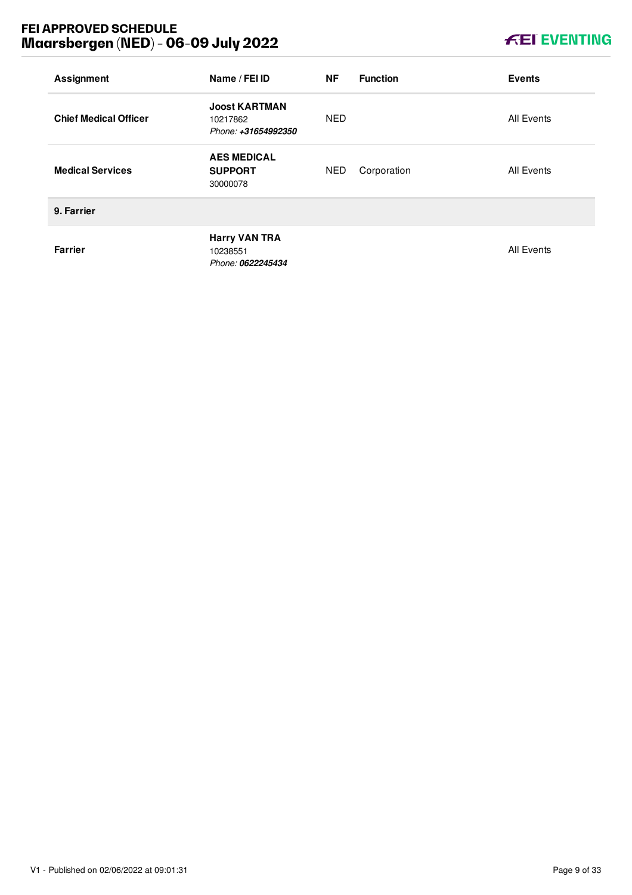| Assignment | Name / FEI ID | NF | Function | Events |
|---|---|---|---|---|
| **Chief Medical Officer** | **Joost KARTMAN**<br>10217862<br>*Phone:* ***+31654992350*** | NED | | All Events |
| **Medical Services** | **AES MEDICAL SUPPORT**<br>30000078 | NED | Corporation | All Events |
| **9. Farrier** | | | | |
| **Farrier** | **Harry VAN TRA**<br>10238551<br>*Phone:* ***0622245434*** | | | All Events |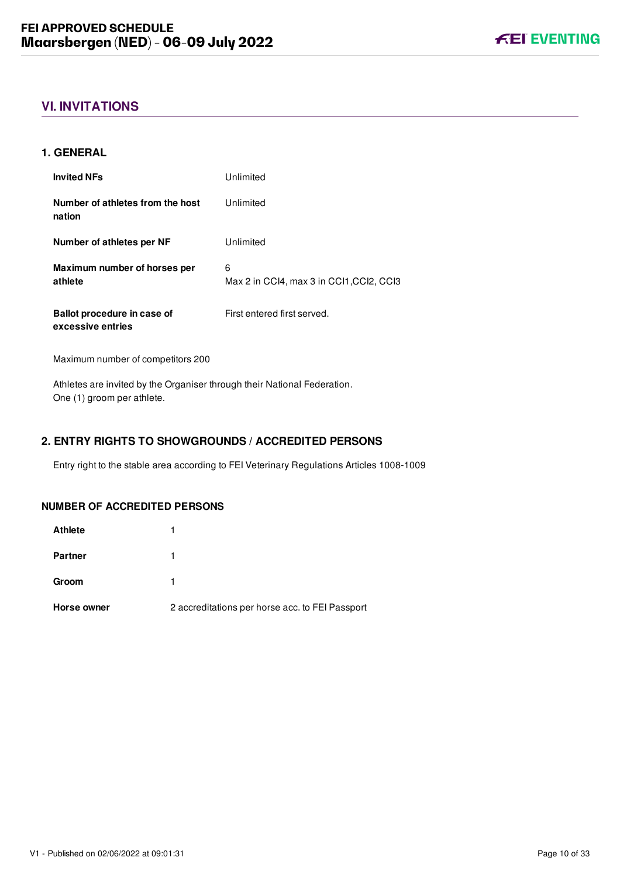## VI. INVITATIONS

### 1. GENERAL

| | |
|---|---|
| **Invited NFs** | Unlimited |
| **Number of athletes from the host nation** | Unlimited |
| **Number of athletes per NF** | Unlimited |
| **Maximum number of horses per athlete** | 6<br>Max 2 in CCI4, max 3 in CCI1,CCI2, CCI3 |
| **Ballot procedure in case of excessive entries** | First entered first served. |

Maximum number of competitors 200

Athletes are invited by the Organiser through their National Federation.
One (1) groom per athlete.

### 2. ENTRY RIGHTS TO SHOWGROUNDS / ACCREDITED PERSONS

Entry right to the stable area according to FEI Veterinary Regulations Articles 1008-1009

#### NUMBER OF ACCREDITED PERSONS

| | |
|---|---|
| **Athlete** | 1 |
| **Partner** | 1 |
| **Groom** | 1 |
| **Horse owner** | 2 accreditations per horse acc. to FEI Passport |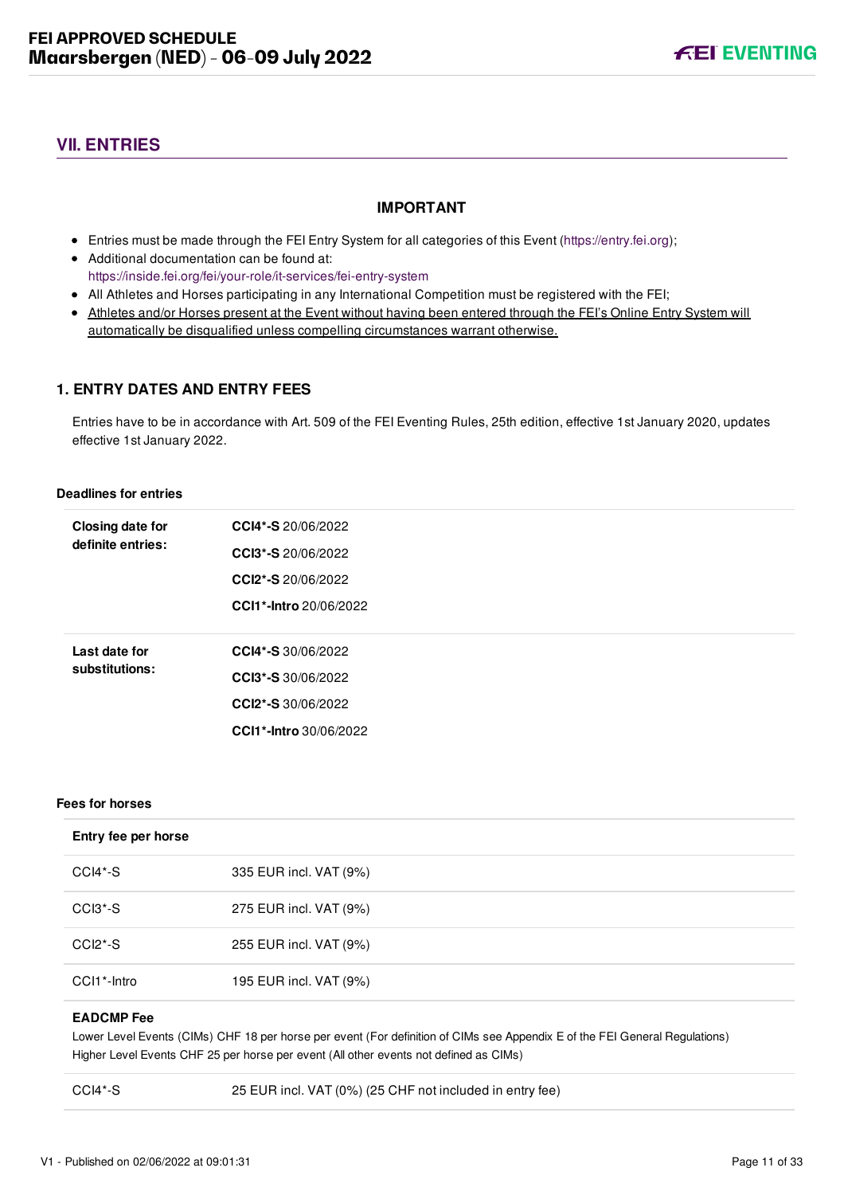## VII. ENTRIES

**IMPORTANT**

- Entries must be made through the FEI Entry System for all categories of this Event (https://entry.fei.org);
- Additional documentation can be found at: https://inside.fei.org/fei/your-role/it-services/fei-entry-system
- All Athletes and Horses participating in any International Competition must be registered with the FEI;
- Athletes and/or Horses present at the Event without having been entered through the FEI's Online Entry System will automatically be disqualified unless compelling circumstances warrant otherwise.

### 1. ENTRY DATES AND ENTRY FEES

Entries have to be in accordance with Art. 509 of the FEI Eventing Rules, 25th edition, effective 1st January 2020, updates effective 1st January 2022.

**Deadlines for entries**

| | |
|---|---|
| **Closing date for definite entries:** | **CCI4*-S** 20/06/2022 |
| | **CCI3*-S** 20/06/2022 |
| | **CCI2*-S** 20/06/2022 |
| | **CCI1*-Intro** 20/06/2022 |
| **Last date for substitutions:** | **CCI4*-S** 30/06/2022 |
| | **CCI3*-S** 30/06/2022 |
| | **CCI2*-S** 30/06/2022 |
| | **CCI1*-Intro** 30/06/2022 |

**Fees for horses**

| **Entry fee per horse** | |
|---|---|
| CCI4*-S | 335 EUR incl. VAT (9%) |
| CCI3*-S | 275 EUR incl. VAT (9%) |
| CCI2*-S | 255 EUR incl. VAT (9%) |
| CCI1*-Intro | 195 EUR incl. VAT (9%) |

**EADCMP Fee**

Lower Level Events (CIMs) CHF 18 per horse per event (For definition of CIMs see Appendix E of the FEI General Regulations)
Higher Level Events CHF 25 per horse per event (All other events not defined as CIMs)

| | |
|---|---|
| CCI4*-S | 25 EUR incl. VAT (0%) (25 CHF not included in entry fee) |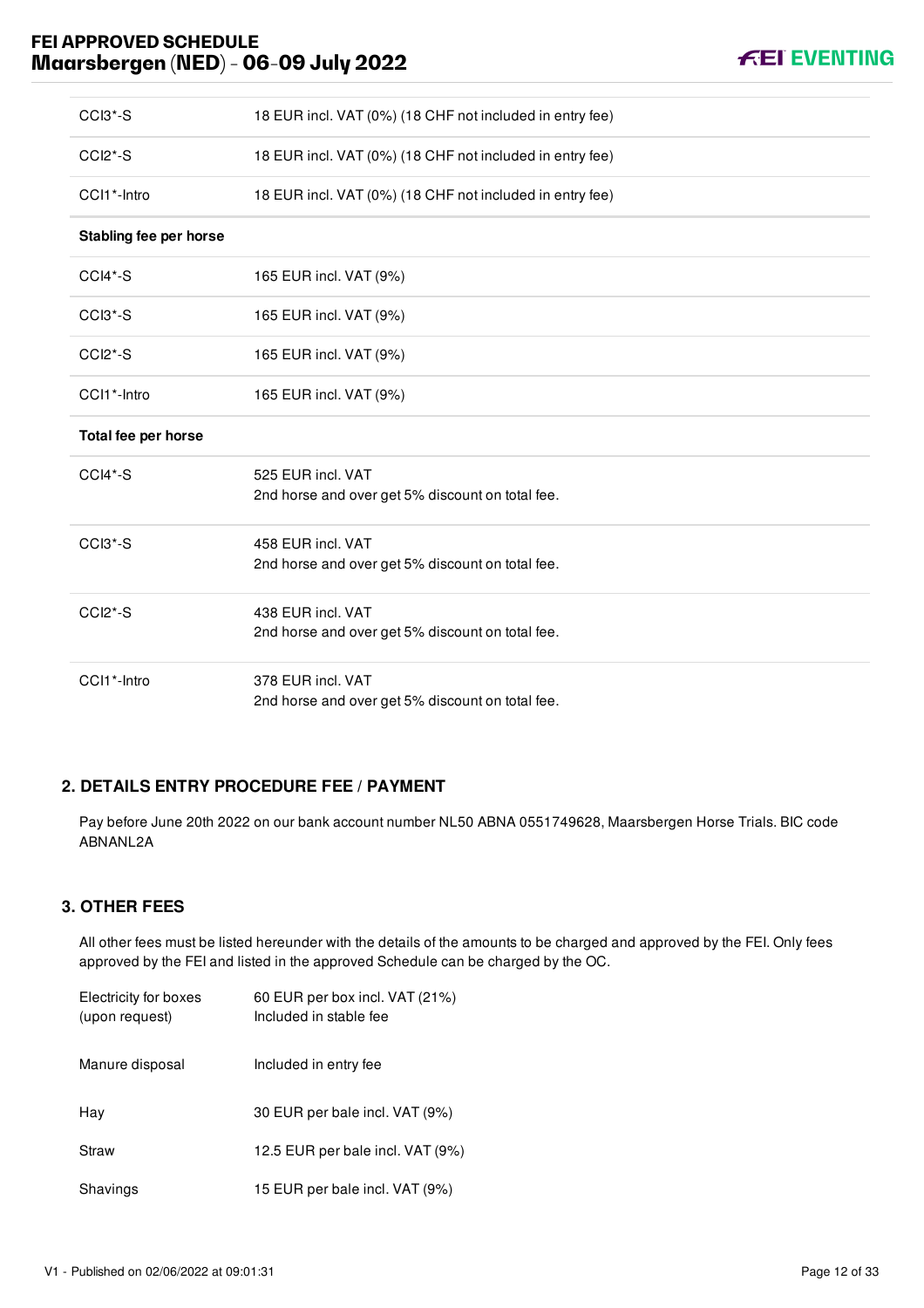| | |
|---|---|
| CCI3*-S | 18 EUR incl. VAT (0%) (18 CHF not included in entry fee) |
| CCI2*-S | 18 EUR incl. VAT (0%) (18 CHF not included in entry fee) |
| CCI1*-Intro | 18 EUR incl. VAT (0%) (18 CHF not included in entry fee) |
| **Stabling fee per horse** | |
| CCI4*-S | 165 EUR incl. VAT (9%) |
| CCI3*-S | 165 EUR incl. VAT (9%) |
| CCI2*-S | 165 EUR incl. VAT (9%) |
| CCI1*-Intro | 165 EUR incl. VAT (9%) |
| **Total fee per horse** | |
| CCI4*-S | 525 EUR incl. VAT<br>2nd horse and over get 5% discount on total fee. |
| CCI3*-S | 458 EUR incl. VAT<br>2nd horse and over get 5% discount on total fee. |
| CCI2*-S | 438 EUR incl. VAT<br>2nd horse and over get 5% discount on total fee. |
| CCI1*-Intro | 378 EUR incl. VAT<br>2nd horse and over get 5% discount on total fee. |

## 2. DETAILS ENTRY PROCEDURE FEE / PAYMENT

Pay before June 20th 2022 on our bank account number NL50 ABNA 0551749628, Maarsbergen Horse Trials. BIC code ABNANL2A

## 3. OTHER FEES

All other fees must be listed hereunder with the details of the amounts to be charged and approved by the FEI. Only fees approved by the FEI and listed in the approved Schedule can be charged by the OC.

| | |
|---|---|
| Electricity for boxes (upon request) | 60 EUR per box incl. VAT (21%)<br>Included in stable fee |
| Manure disposal | Included in entry fee |
| Hay | 30 EUR per bale incl. VAT (9%) |
| Straw | 12.5 EUR per bale incl. VAT (9%) |
| Shavings | 15 EUR per bale incl. VAT (9%) |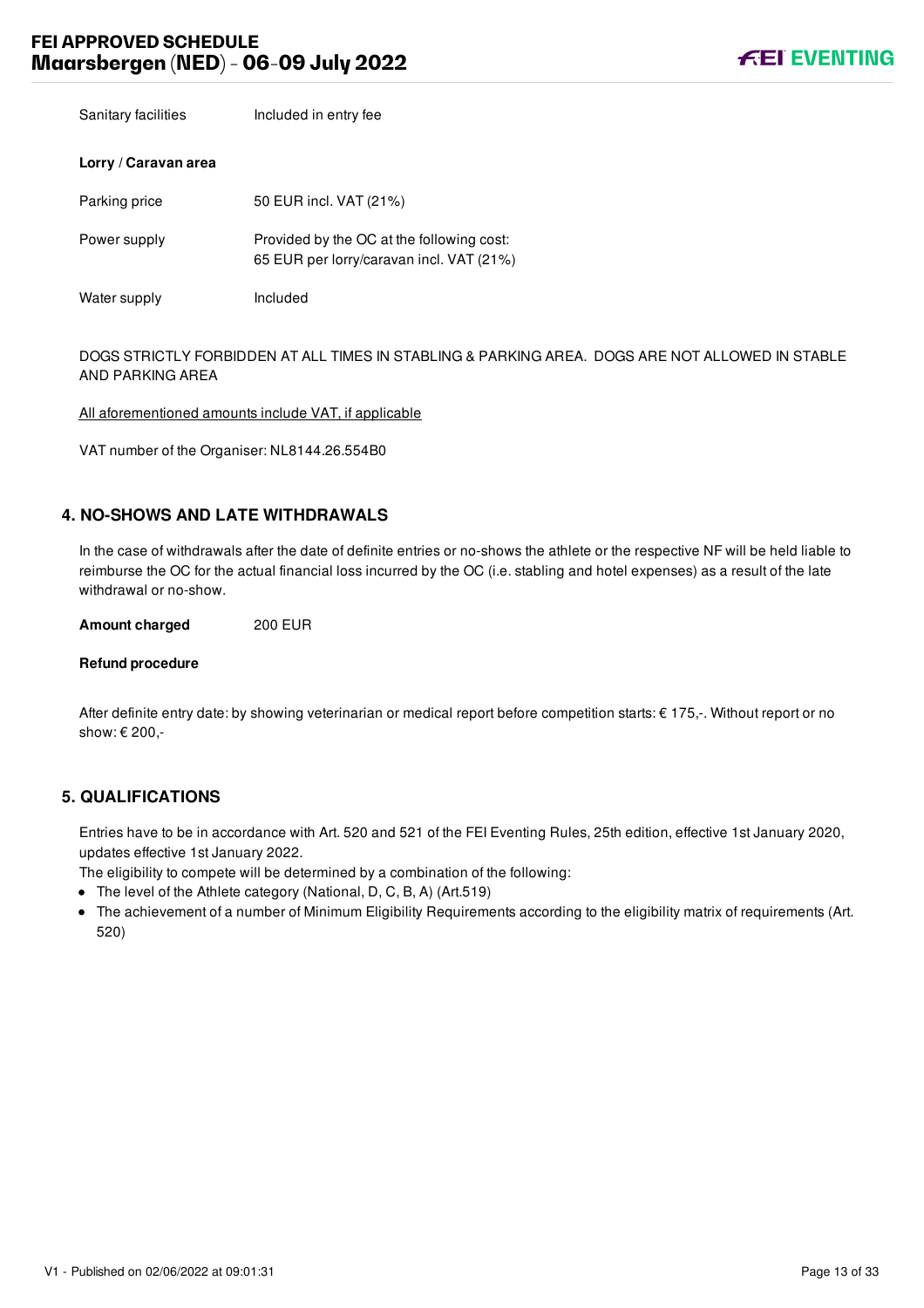| | |
|---|---|
| Sanitary facilities | Included in entry fee |

**Lorry / Caravan area**

| | |
|---|---|
| Parking price | 50 EUR incl. VAT (21%) |
| Power supply | Provided by the OC at the following cost: 65 EUR per lorry/caravan incl. VAT (21%) |
| Water supply | Included |

DOGS STRICTLY FORBIDDEN AT ALL TIMES IN STABLING & PARKING AREA. DOGS ARE NOT ALLOWED IN STABLE AND PARKING AREA

<u>All aforementioned amounts include VAT, if applicable</u>

VAT number of the Organiser: NL8144.26.554B0

## 4. NO-SHOWS AND LATE WITHDRAWALS

In the case of withdrawals after the date of definite entries or no-shows the athlete or the respective NF will be held liable to reimburse the OC for the actual financial loss incurred by the OC (i.e. stabling and hotel expenses) as a result of the late withdrawal or no-show.

**Amount charged** 200 EUR

**Refund procedure**

After definite entry date: by showing veterinarian or medical report before competition starts: € 175,-. Without report or no show: € 200,-

## 5. QUALIFICATIONS

Entries have to be in accordance with Art. 520 and 521 of the FEI Eventing Rules, 25th edition, effective 1st January 2020, updates effective 1st January 2022.

The eligibility to compete will be determined by a combination of the following:

- The level of the Athlete category (National, D, C, B, A) (Art.519)
- The achievement of a number of Minimum Eligibility Requirements according to the eligibility matrix of requirements (Art. 520)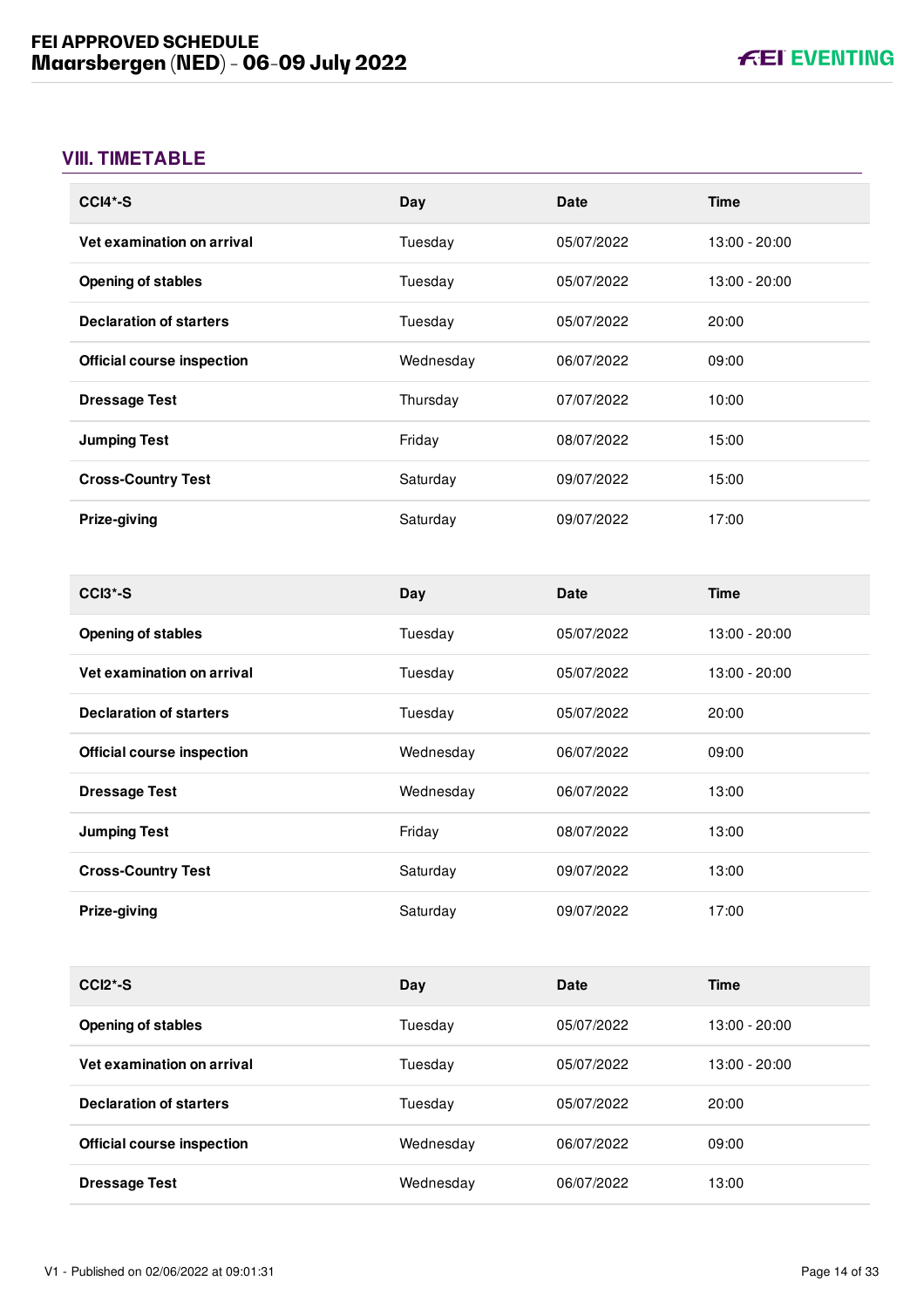## VIII. TIMETABLE

| CCI4*-S | Day | Date | Time |
|---|---|---|---|
| **Vet examination on arrival** | Tuesday | 05/07/2022 | 13:00 - 20:00 |
| **Opening of stables** | Tuesday | 05/07/2022 | 13:00 - 20:00 |
| **Declaration of starters** | Tuesday | 05/07/2022 | 20:00 |
| **Official course inspection** | Wednesday | 06/07/2022 | 09:00 |
| **Dressage Test** | Thursday | 07/07/2022 | 10:00 |
| **Jumping Test** | Friday | 08/07/2022 | 15:00 |
| **Cross-Country Test** | Saturday | 09/07/2022 | 15:00 |
| **Prize-giving** | Saturday | 09/07/2022 | 17:00 |

| CCI3*-S | Day | Date | Time |
|---|---|---|---|
| **Opening of stables** | Tuesday | 05/07/2022 | 13:00 - 20:00 |
| **Vet examination on arrival** | Tuesday | 05/07/2022 | 13:00 - 20:00 |
| **Declaration of starters** | Tuesday | 05/07/2022 | 20:00 |
| **Official course inspection** | Wednesday | 06/07/2022 | 09:00 |
| **Dressage Test** | Wednesday | 06/07/2022 | 13:00 |
| **Jumping Test** | Friday | 08/07/2022 | 13:00 |
| **Cross-Country Test** | Saturday | 09/07/2022 | 13:00 |
| **Prize-giving** | Saturday | 09/07/2022 | 17:00 |

| CCI2*-S | Day | Date | Time |
|---|---|---|---|
| **Opening of stables** | Tuesday | 05/07/2022 | 13:00 - 20:00 |
| **Vet examination on arrival** | Tuesday | 05/07/2022 | 13:00 - 20:00 |
| **Declaration of starters** | Tuesday | 05/07/2022 | 20:00 |
| **Official course inspection** | Wednesday | 06/07/2022 | 09:00 |
| **Dressage Test** | Wednesday | 06/07/2022 | 13:00 |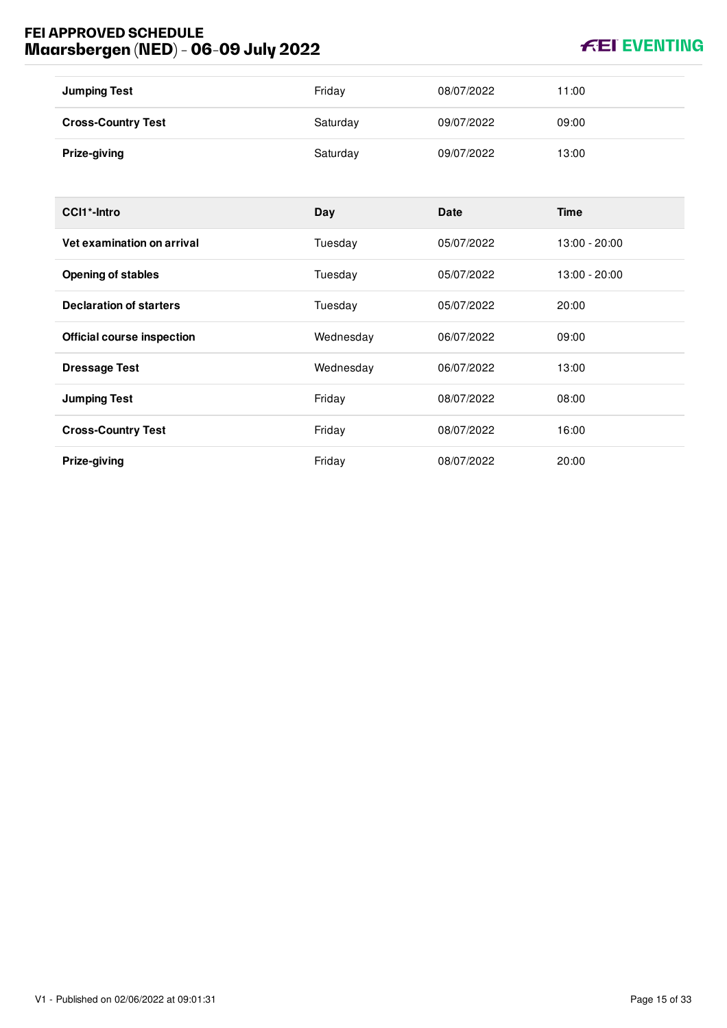| | | | |
|---|---|---|---|
| **Jumping Test** | Friday | 08/07/2022 | 11:00 |
| **Cross-Country Test** | Saturday | 09/07/2022 | 09:00 |
| **Prize-giving** | Saturday | 09/07/2022 | 13:00 |

| CCI1*-Intro | Day | Date | Time |
|---|---|---|---|
| **Vet examination on arrival** | Tuesday | 05/07/2022 | 13:00 - 20:00 |
| **Opening of stables** | Tuesday | 05/07/2022 | 13:00 - 20:00 |
| **Declaration of starters** | Tuesday | 05/07/2022 | 20:00 |
| **Official course inspection** | Wednesday | 06/07/2022 | 09:00 |
| **Dressage Test** | Wednesday | 06/07/2022 | 13:00 |
| **Jumping Test** | Friday | 08/07/2022 | 08:00 |
| **Cross-Country Test** | Friday | 08/07/2022 | 16:00 |
| **Prize-giving** | Friday | 08/07/2022 | 20:00 |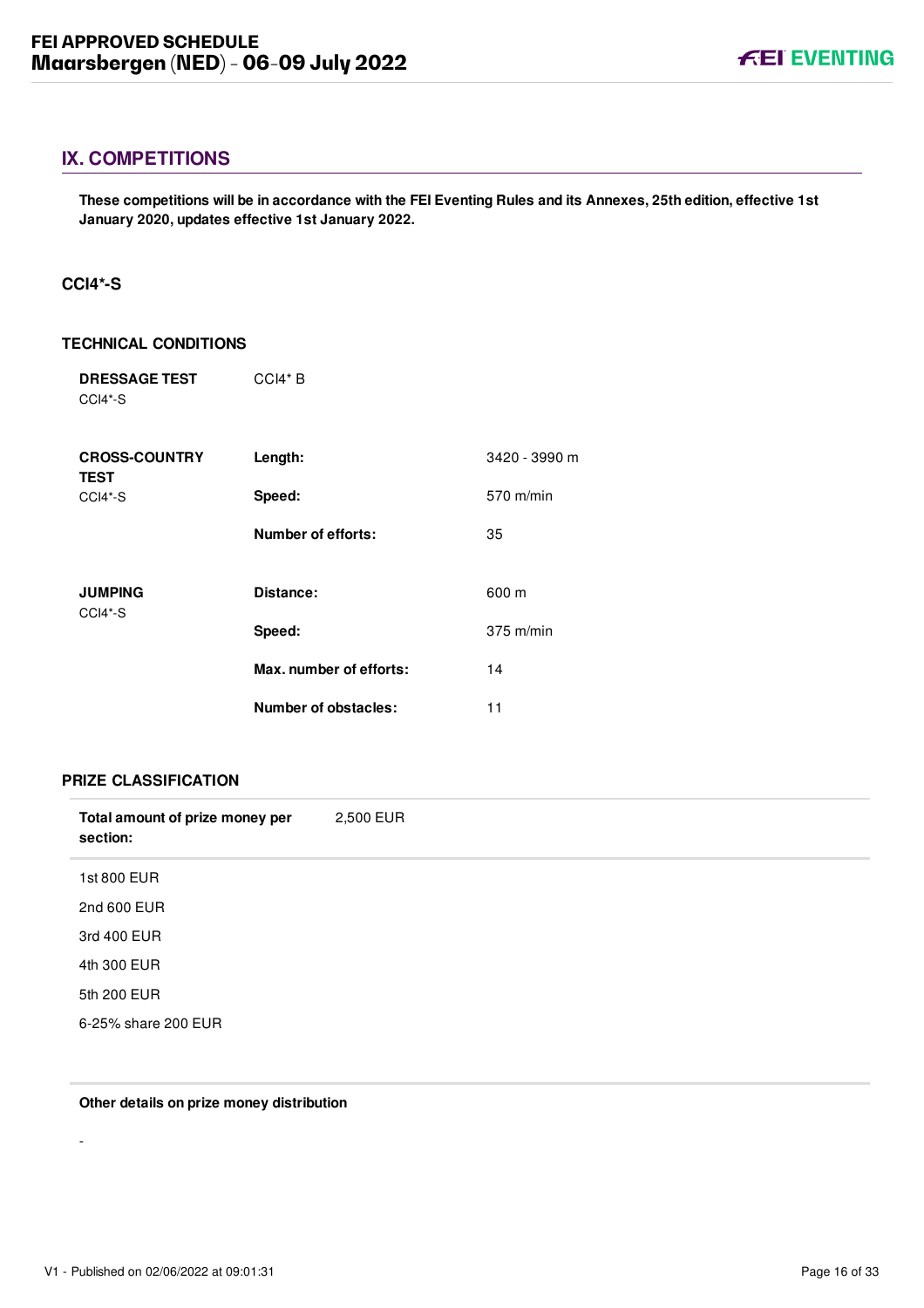## IX. COMPETITIONS

**These competitions will be in accordance with the FEI Eventing Rules and its Annexes, 25th edition, effective 1st January 2020, updates effective 1st January 2022.**

### CCI4*-S

#### TECHNICAL CONDITIONS

| | | |
|---|---|---|
| **DRESSAGE TEST** CCI4*-S | CCI4* B | |
| **CROSS-COUNTRY TEST** CCI4*-S | **Length:** | 3420 - 3990 m |
| | **Speed:** | 570 m/min |
| | **Number of efforts:** | 35 |
| **JUMPING** CCI4*-S | **Distance:** | 600 m |
| | **Speed:** | 375 m/min |
| | **Max. number of efforts:** | 14 |
| | **Number of obstacles:** | 11 |

#### PRIZE CLASSIFICATION

**Total amount of prize money per section:** 2,500 EUR

1st 800 EUR

2nd 600 EUR

3rd 400 EUR

4th 300 EUR

5th 200 EUR

6-25% share 200 EUR

**Other details on prize money distribution**

-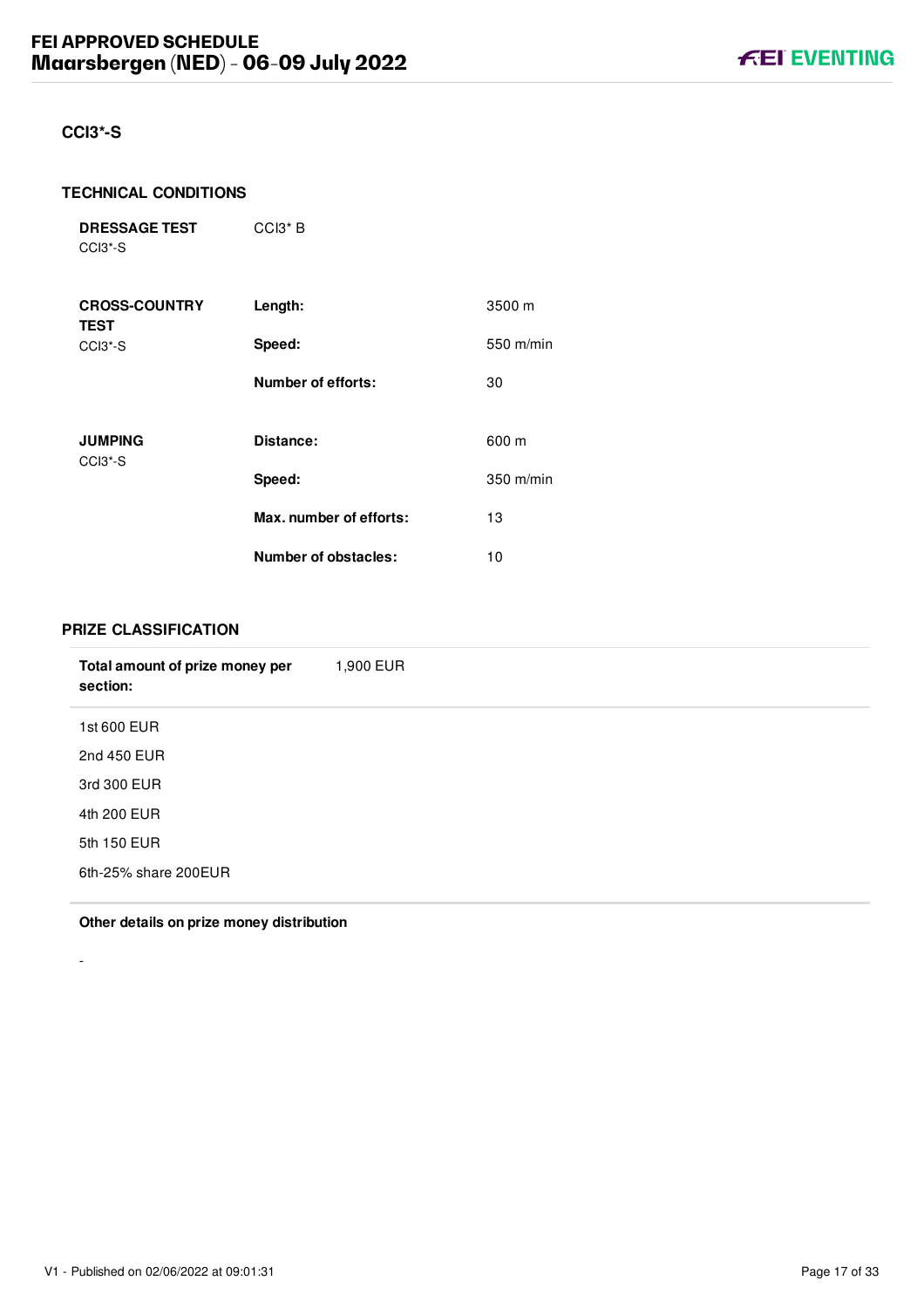## CCI3*-S

### TECHNICAL CONDITIONS

| | | |
|---|---|---|
| **DRESSAGE TEST** CCI3*-S | CCI3* B | |
| **CROSS-COUNTRY TEST** CCI3*-S | **Length:** | 3500 m |
| | **Speed:** | 550 m/min |
| | **Number of efforts:** | 30 |
| **JUMPING** CCI3*-S | **Distance:** | 600 m |
| | **Speed:** | 350 m/min |
| | **Max. number of efforts:** | 13 |
| | **Number of obstacles:** | 10 |

### PRIZE CLASSIFICATION

**Total amount of prize money per section:** 1,900 EUR

1st 600 EUR

2nd 450 EUR

3rd 300 EUR

4th 200 EUR

5th 150 EUR

6th-25% share 200EUR

**Other details on prize money distribution**

-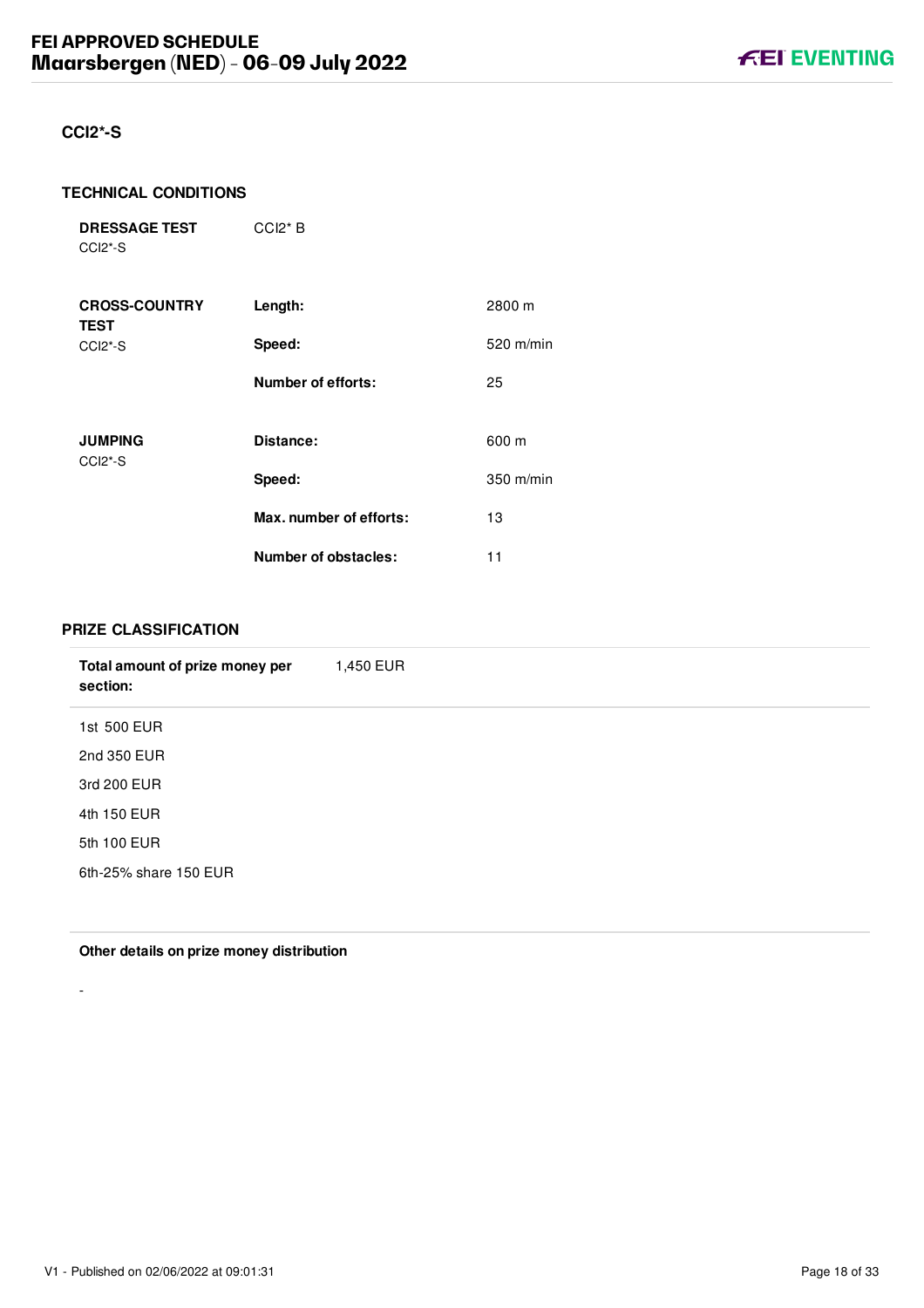## CCI2*-S

### TECHNICAL CONDITIONS

| | | |
|---|---|---|
| **DRESSAGE TEST** CCI2*-S | CCI2* B | |
| **CROSS-COUNTRY TEST** CCI2*-S | **Length:** | 2800 m |
| | **Speed:** | 520 m/min |
| | **Number of efforts:** | 25 |
| **JUMPING** CCI2*-S | **Distance:** | 600 m |
| | **Speed:** | 350 m/min |
| | **Max. number of efforts:** | 13 |
| | **Number of obstacles:** | 11 |

### PRIZE CLASSIFICATION

**Total amount of prize money per section:** 1,450 EUR

1st 500 EUR

2nd 350 EUR

3rd 200 EUR

4th 150 EUR

5th 100 EUR

6th-25% share 150 EUR

**Other details on prize money distribution**

-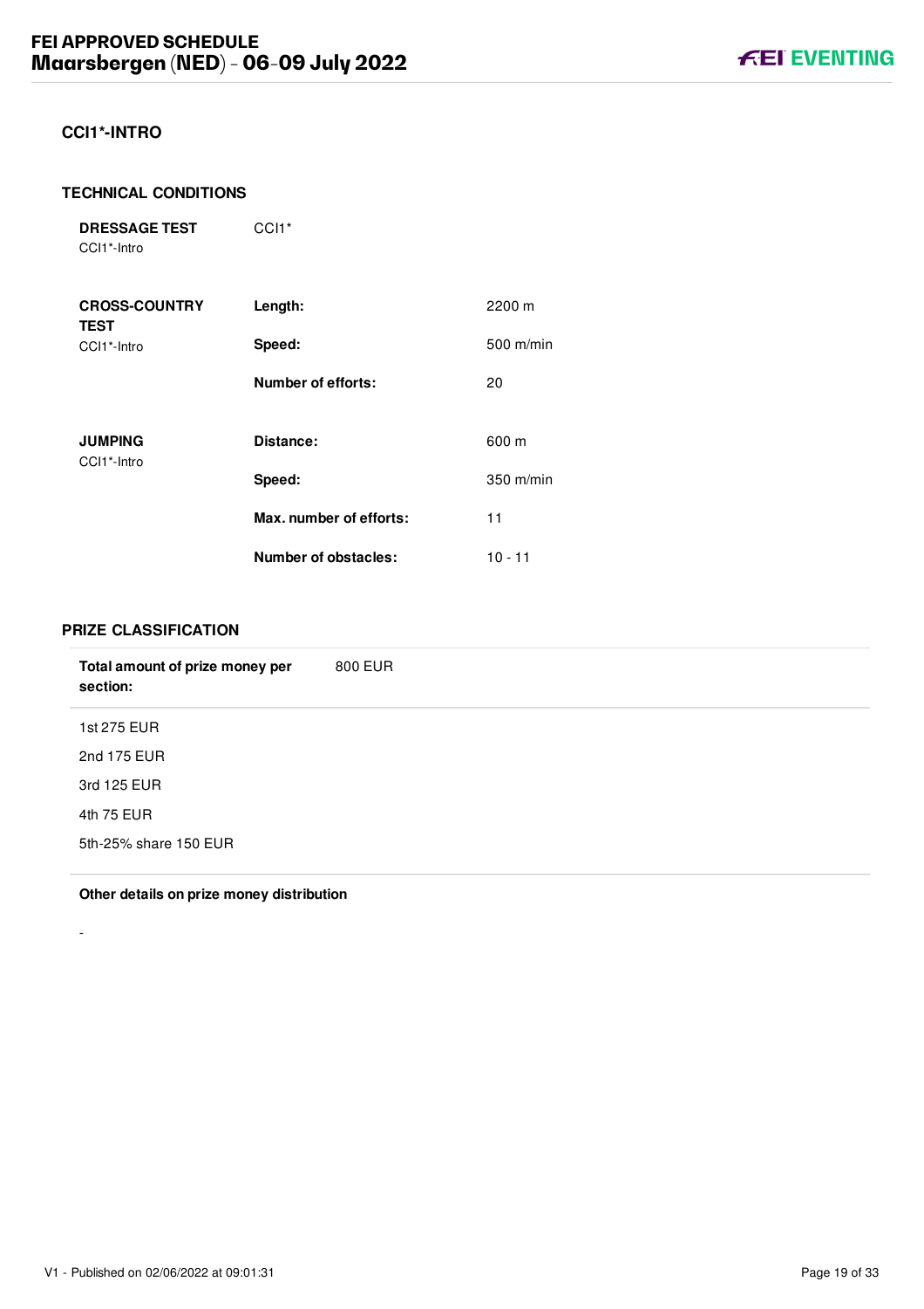## CCI1*-INTRO

### TECHNICAL CONDITIONS

| | | |
|---|---|---|
| **DRESSAGE TEST**<br>CCI1*-Intro | CCI1* | |
| **CROSS-COUNTRY TEST**<br>CCI1*-Intro | **Length:** | 2200 m |
| | **Speed:** | 500 m/min |
| | **Number of efforts:** | 20 |
| **JUMPING**<br>CCI1*-Intro | **Distance:** | 600 m |
| | **Speed:** | 350 m/min |
| | **Max. number of efforts:** | 11 |
| | **Number of obstacles:** | 10 - 11 |

### PRIZE CLASSIFICATION

**Total amount of prize money per section:** 800 EUR

1st 275 EUR

2nd 175 EUR

3rd 125 EUR

4th 75 EUR

5th-25% share 150 EUR

**Other details on prize money distribution**

-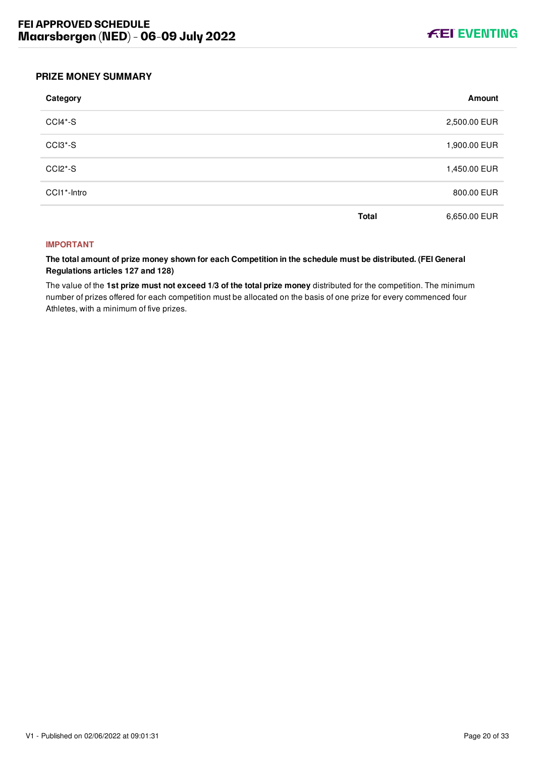## PRIZE MONEY SUMMARY

| Category | | Amount |
|---|---|---|
| CCI4*-S | | 2,500.00 EUR |
| CCI3*-S | | 1,900.00 EUR |
| CCI2*-S | | 1,450.00 EUR |
| CCI1*-Intro | | 800.00 EUR |
| | **Total** | 6,650.00 EUR |

**IMPORTANT**

**The total amount of prize money shown for each Competition in the schedule must be distributed. (FEI General Regulations articles 127 and 128)**

The value of the **1st prize must not exceed 1/3 of the total prize money** distributed for the competition. The minimum number of prizes offered for each competition must be allocated on the basis of one prize for every commenced four Athletes, with a minimum of five prizes.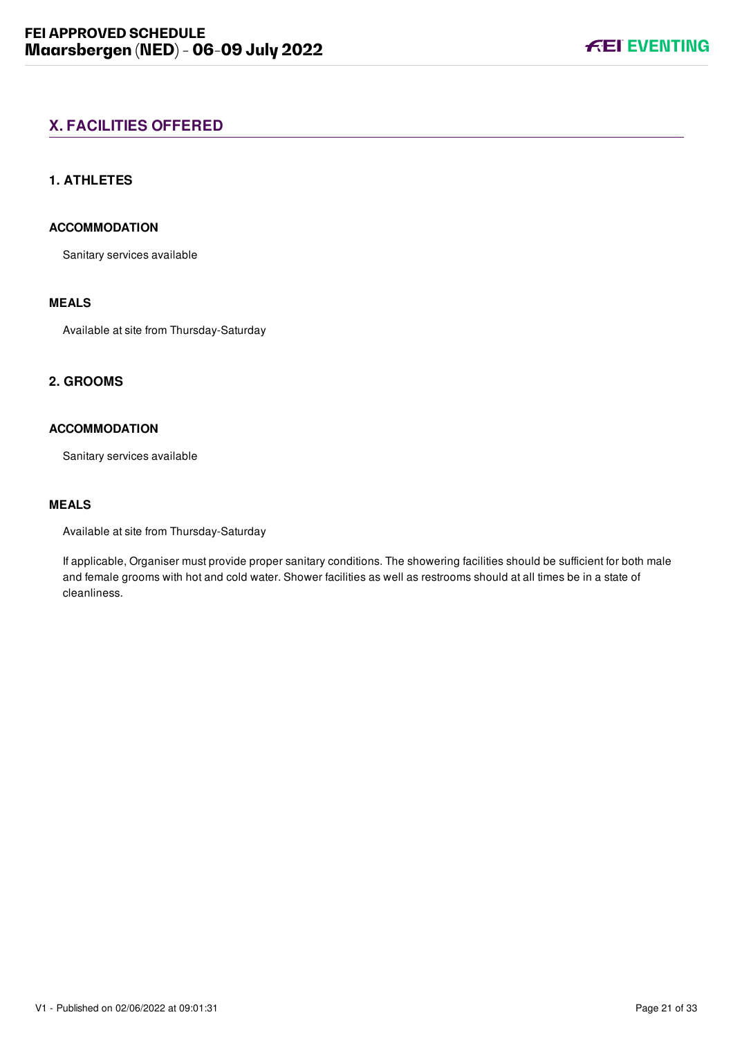## X. FACILITIES OFFERED

### 1. ATHLETES

#### ACCOMMODATION

Sanitary services available

#### MEALS

Available at site from Thursday-Saturday

### 2. GROOMS

#### ACCOMMODATION

Sanitary services available

#### MEALS

Available at site from Thursday-Saturday

If applicable, Organiser must provide proper sanitary conditions. The showering facilities should be sufficient for both male and female grooms with hot and cold water. Shower facilities as well as restrooms should at all times be in a state of cleanliness.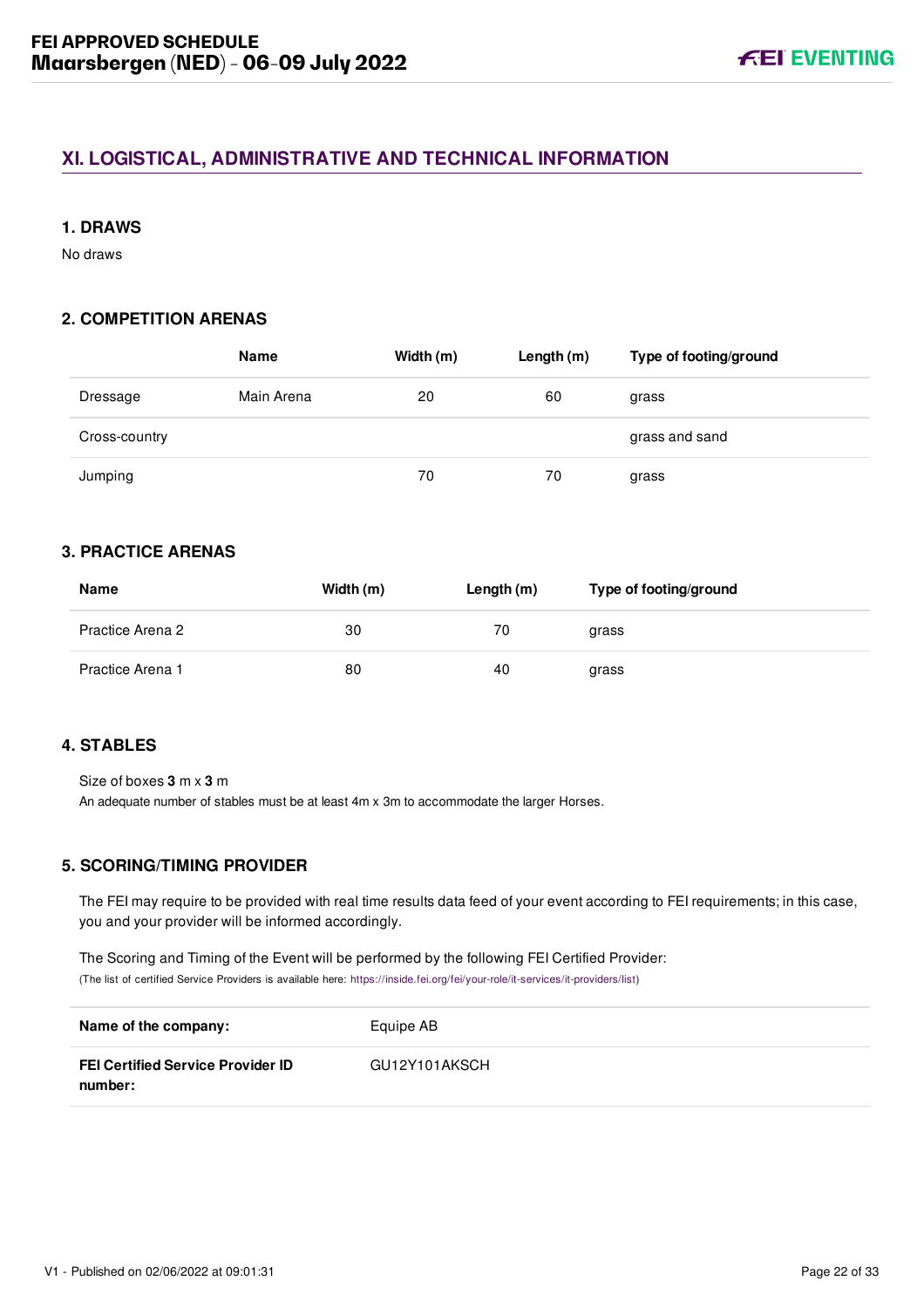## XI. LOGISTICAL, ADMINISTRATIVE AND TECHNICAL INFORMATION

### 1. DRAWS

No draws

### 2. COMPETITION ARENAS

| | Name | Width (m) | Length (m) | Type of footing/ground |
|---|---|---|---|---|
| Dressage | Main Arena | 20 | 60 | grass |
| Cross-country | | | | grass and sand |
| Jumping | | 70 | 70 | grass |

### 3. PRACTICE ARENAS

| Name | Width (m) | Length (m) | Type of footing/ground |
|---|---|---|---|
| Practice Arena 2 | 30 | 70 | grass |
| Practice Arena 1 | 80 | 40 | grass |

### 4. STABLES

Size of boxes **3** m x **3** m

An adequate number of stables must be at least 4m x 3m to accommodate the larger Horses.

### 5. SCORING/TIMING PROVIDER

The FEI may require to be provided with real time results data feed of your event according to FEI requirements; in this case, you and your provider will be informed accordingly.

The Scoring and Timing of the Event will be performed by the following FEI Certified Provider:
(The list of certified Service Providers is available here: https://inside.fei.org/fei/your-role/it-services/it-providers/list)

| | |
|---|---|
| **Name of the company:** | Equipe AB |
| **FEI Certified Service Provider ID number:** | GU12Y101AKSCH |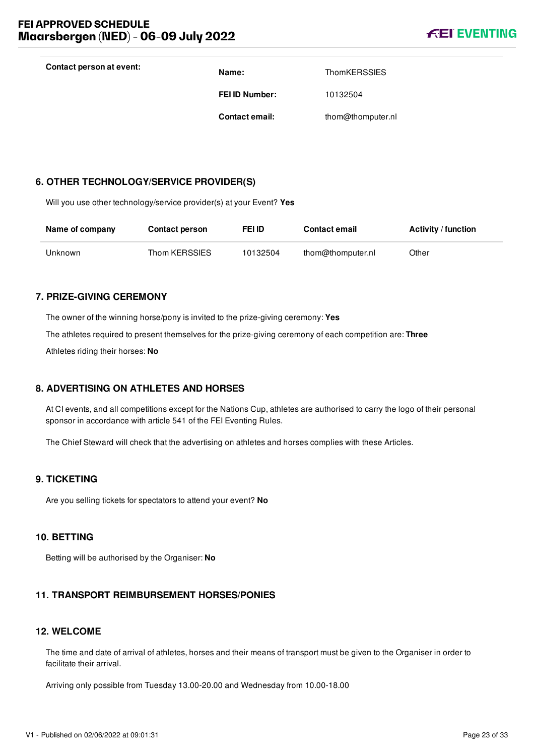**Contact person at event:**

| | |
|---|---|
| **Name:** | ThomKERSSIES |
| **FEI ID Number:** | 10132504 |
| **Contact email:** | thom@thomputer.nl |

## 6. OTHER TECHNOLOGY/SERVICE PROVIDER(S)

Will you use other technology/service provider(s) at your Event? **Yes**

| Name of company | Contact person | FEI ID | Contact email | Activity / function |
|---|---|---|---|---|
| Unknown | Thom KERSSIES | 10132504 | thom@thomputer.nl | Other |

## 7. PRIZE-GIVING CEREMONY

The owner of the winning horse/pony is invited to the prize-giving ceremony: **Yes**

The athletes required to present themselves for the prize-giving ceremony of each competition are: **Three**

Athletes riding their horses: **No**

## 8. ADVERTISING ON ATHLETES AND HORSES

At CI events, and all competitions except for the Nations Cup, athletes are authorised to carry the logo of their personal sponsor in accordance with article 541 of the FEI Eventing Rules.

The Chief Steward will check that the advertising on athletes and horses complies with these Articles.

## 9. TICKETING

Are you selling tickets for spectators to attend your event? **No**

## 10. BETTING

Betting will be authorised by the Organiser: **No**

## 11. TRANSPORT REIMBURSEMENT HORSES/PONIES

## 12. WELCOME

The time and date of arrival of athletes, horses and their means of transport must be given to the Organiser in order to facilitate their arrival.

Arriving only possible from Tuesday 13.00-20.00 and Wednesday from 10.00-18.00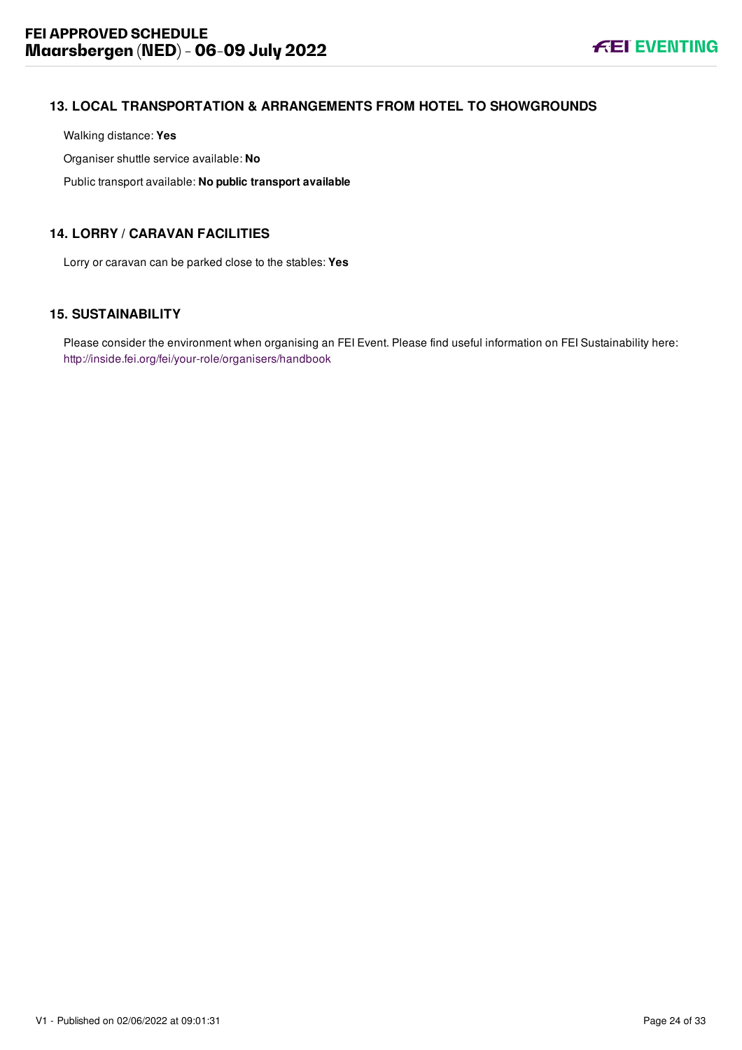## 13. LOCAL TRANSPORTATION & ARRANGEMENTS FROM HOTEL TO SHOWGROUNDS

Walking distance: **Yes**

Organiser shuttle service available: **No**

Public transport available: **No public transport available**

## 14. LORRY / CARAVAN FACILITIES

Lorry or caravan can be parked close to the stables: **Yes**

## 15. SUSTAINABILITY

Please consider the environment when organising an FEI Event. Please find useful information on FEI Sustainability here: http://inside.fei.org/fei/your-role/organisers/handbook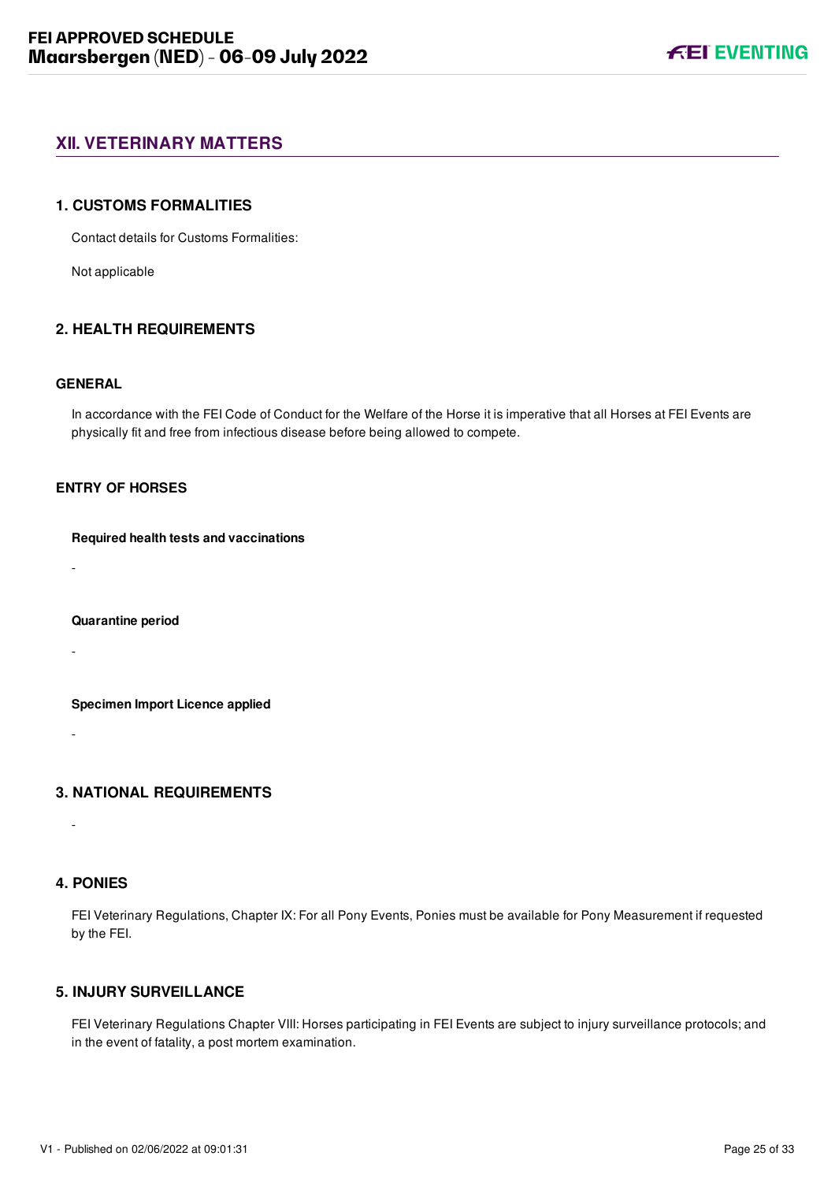## XII. VETERINARY MATTERS

### 1. CUSTOMS FORMALITIES

Contact details for Customs Formalities:

Not applicable

### 2. HEALTH REQUIREMENTS

#### GENERAL

In accordance with the FEI Code of Conduct for the Welfare of the Horse it is imperative that all Horses at FEI Events are physically fit and free from infectious disease before being allowed to compete.

#### ENTRY OF HORSES

**Required health tests and vaccinations**

-

**Quarantine period**

-

**Specimen Import Licence applied**

-

### 3. NATIONAL REQUIREMENTS

-

### 4. PONIES

FEI Veterinary Regulations, Chapter IX: For all Pony Events, Ponies must be available for Pony Measurement if requested by the FEI.

### 5. INJURY SURVEILLANCE

FEI Veterinary Regulations Chapter VIII: Horses participating in FEI Events are subject to injury surveillance protocols; and in the event of fatality, a post mortem examination.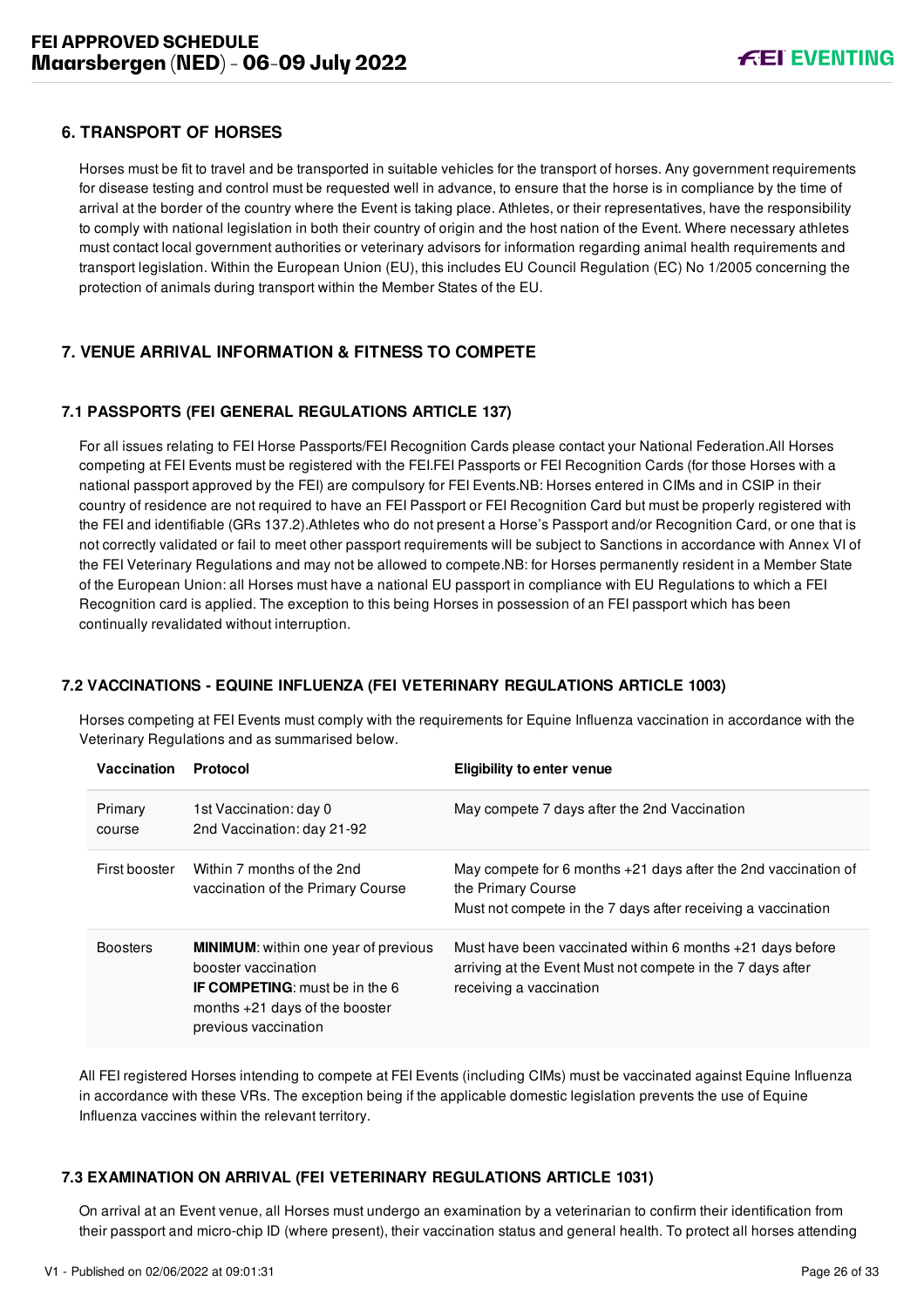## 6. TRANSPORT OF HORSES

Horses must be fit to travel and be transported in suitable vehicles for the transport of horses. Any government requirements for disease testing and control must be requested well in advance, to ensure that the horse is in compliance by the time of arrival at the border of the country where the Event is taking place. Athletes, or their representatives, have the responsibility to comply with national legislation in both their country of origin and the host nation of the Event. Where necessary athletes must contact local government authorities or veterinary advisors for information regarding animal health requirements and transport legislation. Within the European Union (EU), this includes EU Council Regulation (EC) No 1/2005 concerning the protection of animals during transport within the Member States of the EU.

## 7. VENUE ARRIVAL INFORMATION & FITNESS TO COMPETE

### 7.1 PASSPORTS (FEI GENERAL REGULATIONS ARTICLE 137)

For all issues relating to FEI Horse Passports/FEI Recognition Cards please contact your National Federation.All Horses competing at FEI Events must be registered with the FEI.FEI Passports or FEI Recognition Cards (for those Horses with a national passport approved by the FEI) are compulsory for FEI Events.NB: Horses entered in CIMs and in CSIP in their country of residence are not required to have an FEI Passport or FEI Recognition Card but must be properly registered with the FEI and identifiable (GRs 137.2).Athletes who do not present a Horse's Passport and/or Recognition Card, or one that is not correctly validated or fail to meet other passport requirements will be subject to Sanctions in accordance with Annex VI of the FEI Veterinary Regulations and may not be allowed to compete.NB: for Horses permanently resident in a Member State of the European Union: all Horses must have a national EU passport in compliance with EU Regulations to which a FEI Recognition card is applied. The exception to this being Horses in possession of an FEI passport which has been continually revalidated without interruption.

### 7.2 VACCINATIONS - EQUINE INFLUENZA (FEI VETERINARY REGULATIONS ARTICLE 1003)

Horses competing at FEI Events must comply with the requirements for Equine Influenza vaccination in accordance with the Veterinary Regulations and as summarised below.

| Vaccination | Protocol | Eligibility to enter venue |
|---|---|---|
| Primary course | 1st Vaccination: day 0<br>2nd Vaccination: day 21-92 | May compete 7 days after the 2nd Vaccination |
| First booster | Within 7 months of the 2nd vaccination of the Primary Course | May compete for 6 months +21 days after the 2nd vaccination of the Primary Course<br>Must not compete in the 7 days after receiving a vaccination |
| Boosters | **MINIMUM**: within one year of previous booster vaccination<br>**IF COMPETING**: must be in the 6 months +21 days of the booster previous vaccination | Must have been vaccinated within 6 months +21 days before arriving at the Event Must not compete in the 7 days after receiving a vaccination |

All FEI registered Horses intending to compete at FEI Events (including CIMs) must be vaccinated against Equine Influenza in accordance with these VRs. The exception being if the applicable domestic legislation prevents the use of Equine Influenza vaccines within the relevant territory.

### 7.3 EXAMINATION ON ARRIVAL (FEI VETERINARY REGULATIONS ARTICLE 1031)

On arrival at an Event venue, all Horses must undergo an examination by a veterinarian to confirm their identification from their passport and micro-chip ID (where present), their vaccination status and general health. To protect all horses attending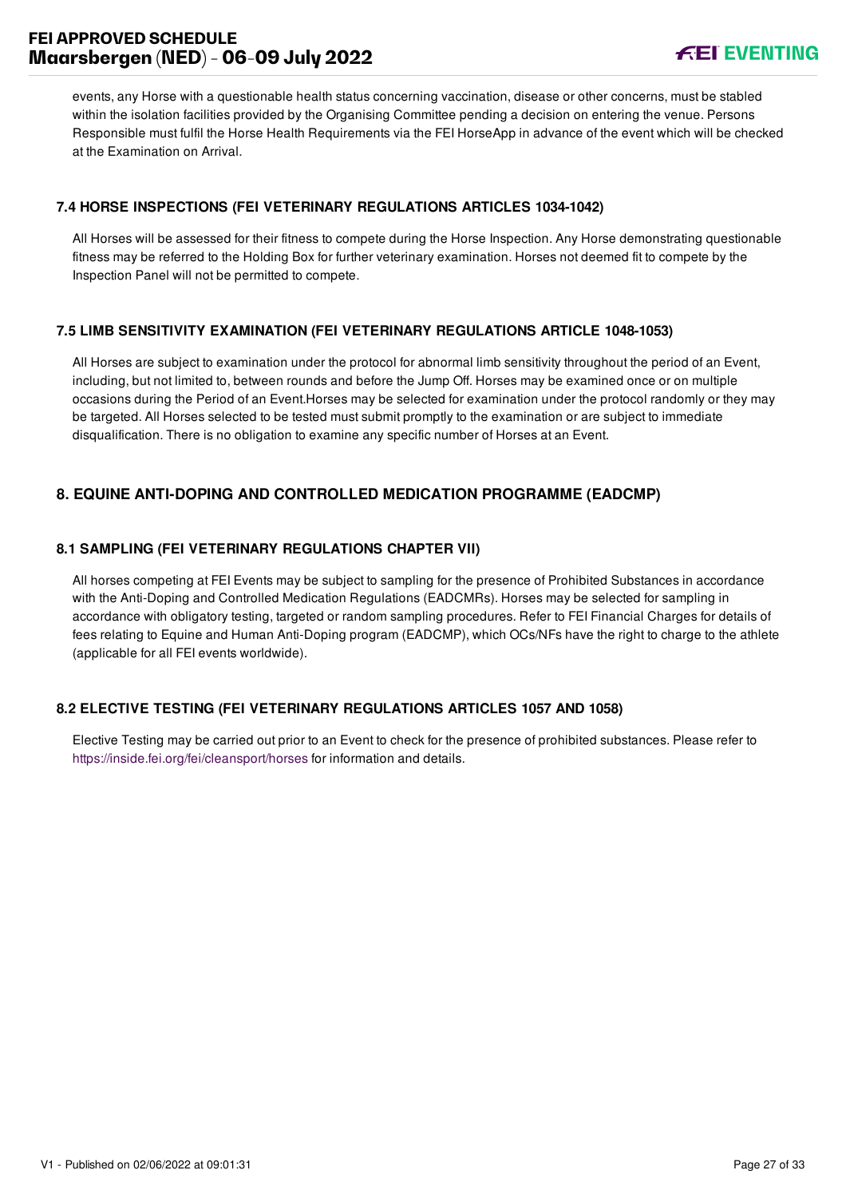events, any Horse with a questionable health status concerning vaccination, disease or other concerns, must be stabled within the isolation facilities provided by the Organising Committee pending a decision on entering the venue. Persons Responsible must fulfil the Horse Health Requirements via the FEI HorseApp in advance of the event which will be checked at the Examination on Arrival.

### 7.4 HORSE INSPECTIONS (FEI VETERINARY REGULATIONS ARTICLES 1034-1042)

All Horses will be assessed for their fitness to compete during the Horse Inspection. Any Horse demonstrating questionable fitness may be referred to the Holding Box for further veterinary examination. Horses not deemed fit to compete by the Inspection Panel will not be permitted to compete.

### 7.5 LIMB SENSITIVITY EXAMINATION (FEI VETERINARY REGULATIONS ARTICLE 1048-1053)

All Horses are subject to examination under the protocol for abnormal limb sensitivity throughout the period of an Event, including, but not limited to, between rounds and before the Jump Off. Horses may be examined once or on multiple occasions during the Period of an Event.Horses may be selected for examination under the protocol randomly or they may be targeted. All Horses selected to be tested must submit promptly to the examination or are subject to immediate disqualification. There is no obligation to examine any specific number of Horses at an Event.

## 8. EQUINE ANTI-DOPING AND CONTROLLED MEDICATION PROGRAMME (EADCMP)

### 8.1 SAMPLING (FEI VETERINARY REGULATIONS CHAPTER VII)

All horses competing at FEI Events may be subject to sampling for the presence of Prohibited Substances in accordance with the Anti-Doping and Controlled Medication Regulations (EADCMRs). Horses may be selected for sampling in accordance with obligatory testing, targeted or random sampling procedures. Refer to FEI Financial Charges for details of fees relating to Equine and Human Anti-Doping program (EADCMP), which OCs/NFs have the right to charge to the athlete (applicable for all FEI events worldwide).

### 8.2 ELECTIVE TESTING (FEI VETERINARY REGULATIONS ARTICLES 1057 AND 1058)

Elective Testing may be carried out prior to an Event to check for the presence of prohibited substances. Please refer to https://inside.fei.org/fei/cleansport/horses for information and details.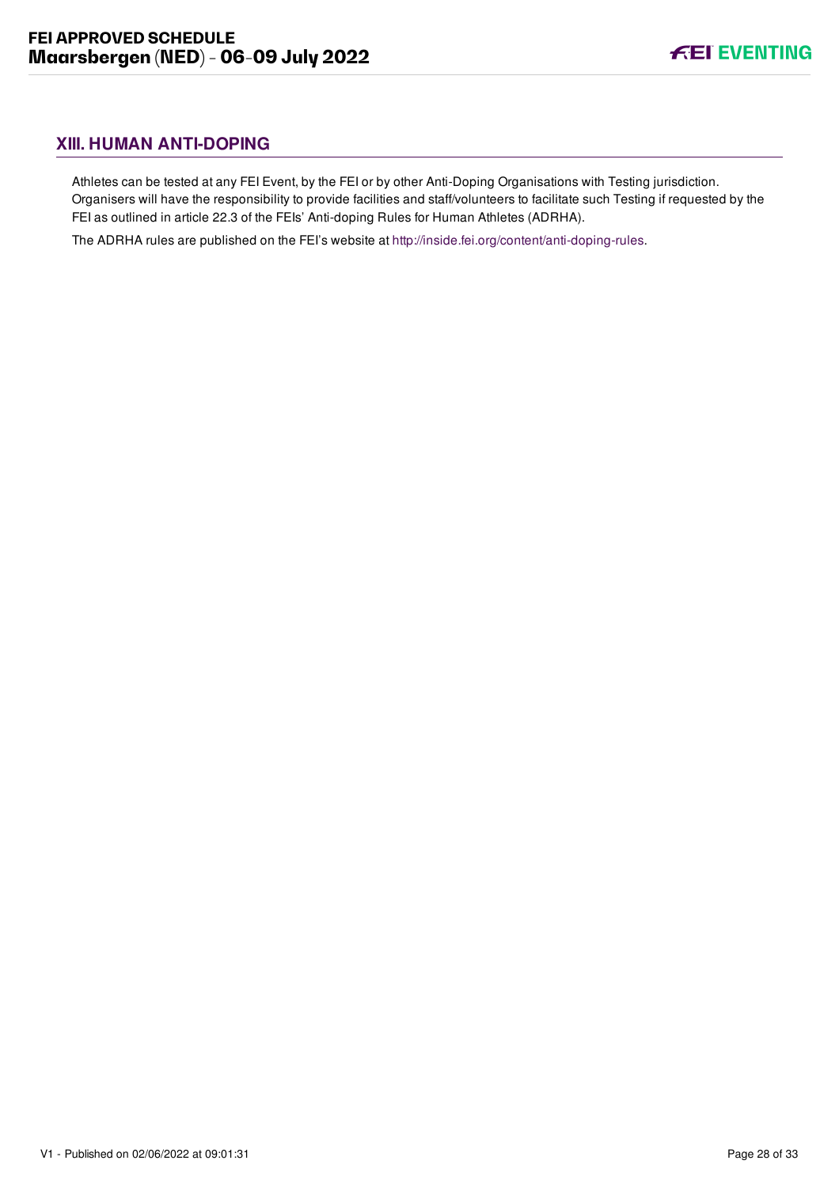## XIII. HUMAN ANTI-DOPING

Athletes can be tested at any FEI Event, by the FEI or by other Anti-Doping Organisations with Testing jurisdiction. Organisers will have the responsibility to provide facilities and staff/volunteers to facilitate such Testing if requested by the FEI as outlined in article 22.3 of the FEIs' Anti-doping Rules for Human Athletes (ADRHA).

The ADRHA rules are published on the FEI's website at http://inside.fei.org/content/anti-doping-rules.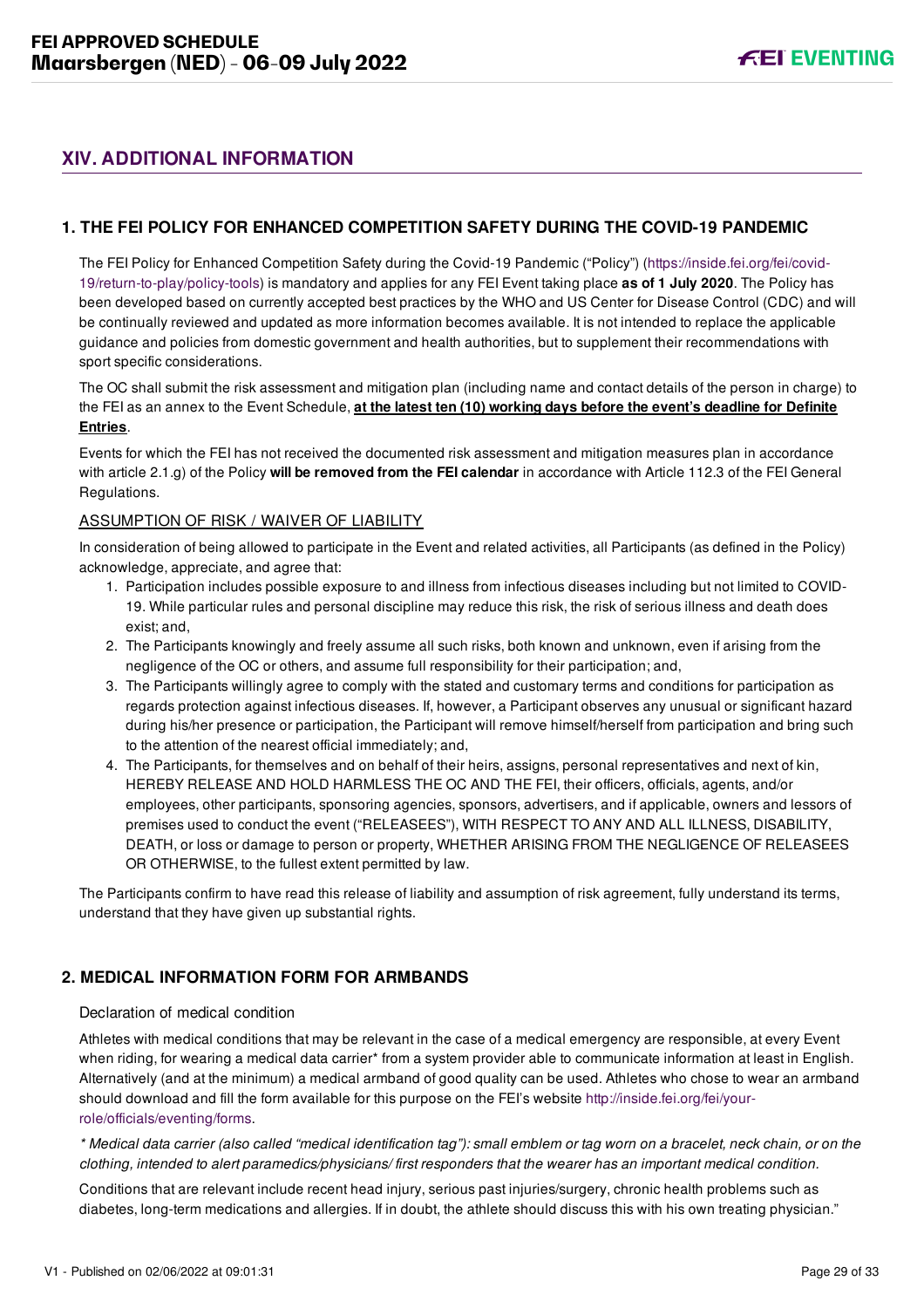## XIV. ADDITIONAL INFORMATION

### 1. THE FEI POLICY FOR ENHANCED COMPETITION SAFETY DURING THE COVID-19 PANDEMIC

The FEI Policy for Enhanced Competition Safety during the Covid-19 Pandemic ("Policy") (https://inside.fei.org/fei/covid-19/return-to-play/policy-tools) is mandatory and applies for any FEI Event taking place **as of 1 July 2020**. The Policy has been developed based on currently accepted best practices by the WHO and US Center for Disease Control (CDC) and will be continually reviewed and updated as more information becomes available. It is not intended to replace the applicable guidance and policies from domestic government and health authorities, but to supplement their recommendations with sport specific considerations.

The OC shall submit the risk assessment and mitigation plan (including name and contact details of the person in charge) to the FEI as an annex to the Event Schedule, **at the latest ten (10) working days before the event's deadline for Definite Entries**.

Events for which the FEI has not received the documented risk assessment and mitigation measures plan in accordance with article 2.1.g) of the Policy **will be removed from the FEI calendar** in accordance with Article 112.3 of the FEI General Regulations.

ASSUMPTION OF RISK / WAIVER OF LIABILITY

In consideration of being allowed to participate in the Event and related activities, all Participants (as defined in the Policy) acknowledge, appreciate, and agree that:

1. Participation includes possible exposure to and illness from infectious diseases including but not limited to COVID-19. While particular rules and personal discipline may reduce this risk, the risk of serious illness and death does exist; and,
2. The Participants knowingly and freely assume all such risks, both known and unknown, even if arising from the negligence of the OC or others, and assume full responsibility for their participation; and,
3. The Participants willingly agree to comply with the stated and customary terms and conditions for participation as regards protection against infectious diseases. If, however, a Participant observes any unusual or significant hazard during his/her presence or participation, the Participant will remove himself/herself from participation and bring such to the attention of the nearest official immediately; and,
4. The Participants, for themselves and on behalf of their heirs, assigns, personal representatives and next of kin, HEREBY RELEASE AND HOLD HARMLESS THE OC AND THE FEI, their officers, officials, agents, and/or employees, other participants, sponsoring agencies, sponsors, advertisers, and if applicable, owners and lessors of premises used to conduct the event ("RELEASEES"), WITH RESPECT TO ANY AND ALL ILLNESS, DISABILITY, DEATH, or loss or damage to person or property, WHETHER ARISING FROM THE NEGLIGENCE OF RELEASEES OR OTHERWISE, to the fullest extent permitted by law.

The Participants confirm to have read this release of liability and assumption of risk agreement, fully understand its terms, understand that they have given up substantial rights.

### 2. MEDICAL INFORMATION FORM FOR ARMBANDS

Declaration of medical condition

Athletes with medical conditions that may be relevant in the case of a medical emergency are responsible, at every Event when riding, for wearing a medical data carrier* from a system provider able to communicate information at least in English. Alternatively (and at the minimum) a medical armband of good quality can be used. Athletes who chose to wear an armband should download and fill the form available for this purpose on the FEI's website http://inside.fei.org/fei/your-role/officials/eventing/forms.

*\* Medical data carrier (also called "medical identification tag"): small emblem or tag worn on a bracelet, neck chain, or on the clothing, intended to alert paramedics/physicians/ first responders that the wearer has an important medical condition.*

Conditions that are relevant include recent head injury, serious past injuries/surgery, chronic health problems such as diabetes, long-term medications and allergies. If in doubt, the athlete should discuss this with his own treating physician."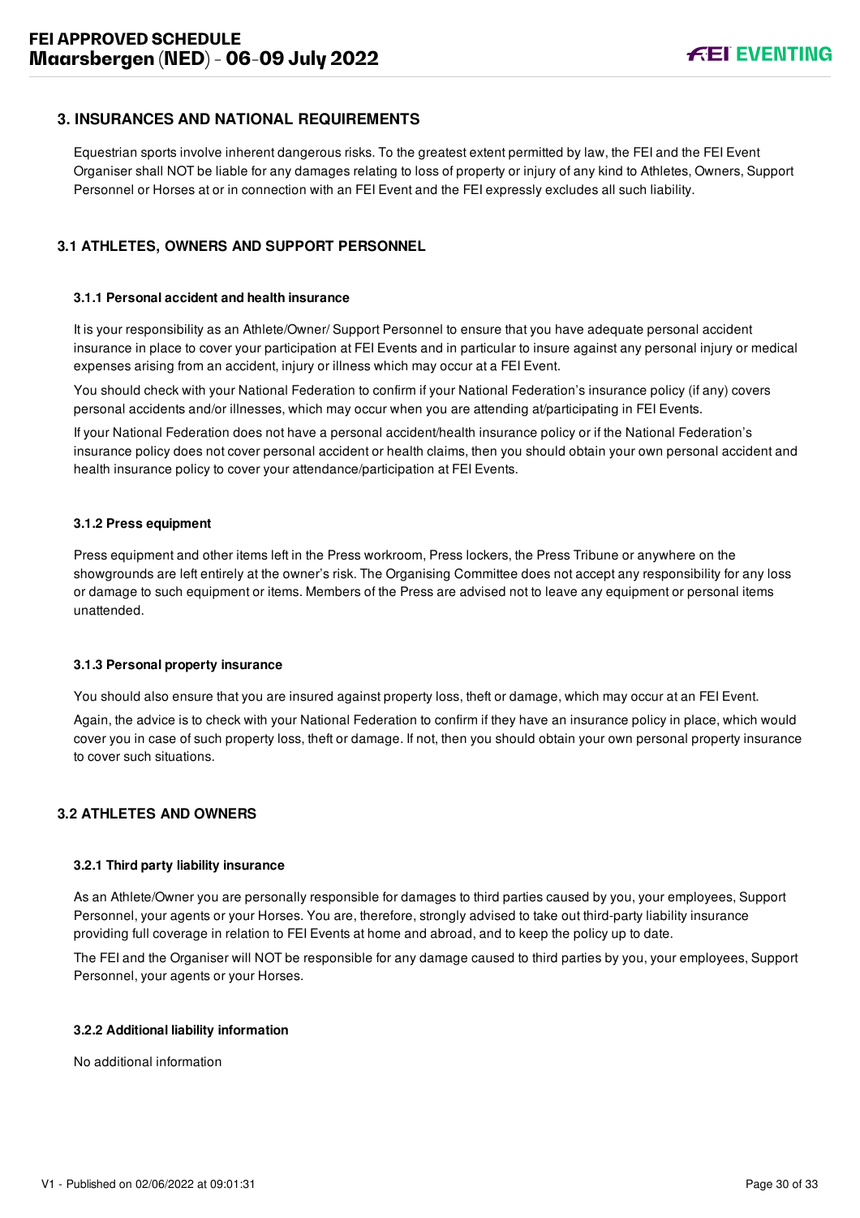## 3. INSURANCES AND NATIONAL REQUIREMENTS

Equestrian sports involve inherent dangerous risks. To the greatest extent permitted by law, the FEI and the FEI Event Organiser shall NOT be liable for any damages relating to loss of property or injury of any kind to Athletes, Owners, Support Personnel or Horses at or in connection with an FEI Event and the FEI expressly excludes all such liability.

### 3.1 ATHLETES, OWNERS AND SUPPORT PERSONNEL

#### 3.1.1 Personal accident and health insurance

It is your responsibility as an Athlete/Owner/ Support Personnel to ensure that you have adequate personal accident insurance in place to cover your participation at FEI Events and in particular to insure against any personal injury or medical expenses arising from an accident, injury or illness which may occur at a FEI Event.

You should check with your National Federation to confirm if your National Federation's insurance policy (if any) covers personal accidents and/or illnesses, which may occur when you are attending at/participating in FEI Events.

If your National Federation does not have a personal accident/health insurance policy or if the National Federation's insurance policy does not cover personal accident or health claims, then you should obtain your own personal accident and health insurance policy to cover your attendance/participation at FEI Events.

#### 3.1.2 Press equipment

Press equipment and other items left in the Press workroom, Press lockers, the Press Tribune or anywhere on the showgrounds are left entirely at the owner's risk. The Organising Committee does not accept any responsibility for any loss or damage to such equipment or items. Members of the Press are advised not to leave any equipment or personal items unattended.

#### 3.1.3 Personal property insurance

You should also ensure that you are insured against property loss, theft or damage, which may occur at an FEI Event.

Again, the advice is to check with your National Federation to confirm if they have an insurance policy in place, which would cover you in case of such property loss, theft or damage. If not, then you should obtain your own personal property insurance to cover such situations.

### 3.2 ATHLETES AND OWNERS

#### 3.2.1 Third party liability insurance

As an Athlete/Owner you are personally responsible for damages to third parties caused by you, your employees, Support Personnel, your agents or your Horses. You are, therefore, strongly advised to take out third-party liability insurance providing full coverage in relation to FEI Events at home and abroad, and to keep the policy up to date.

The FEI and the Organiser will NOT be responsible for any damage caused to third parties by you, your employees, Support Personnel, your agents or your Horses.

#### 3.2.2 Additional liability information

No additional information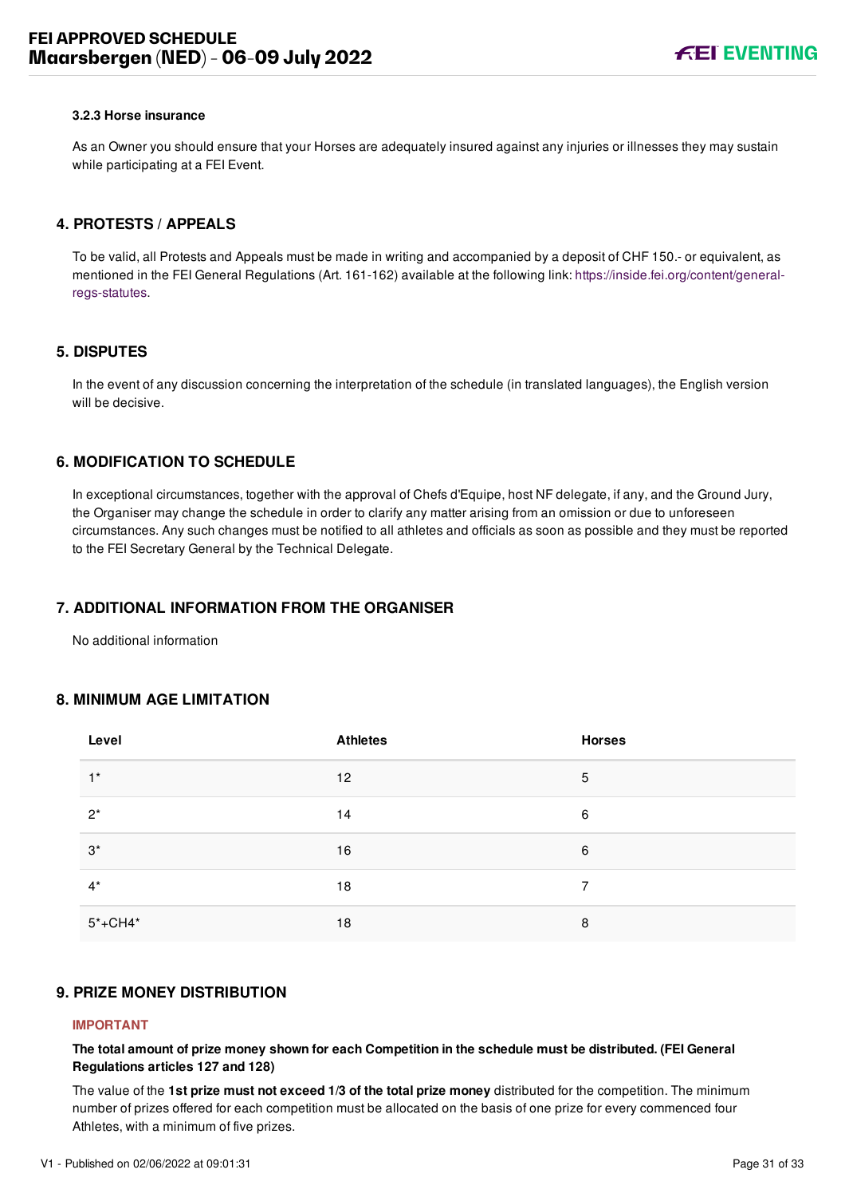#### 3.2.3 Horse insurance

As an Owner you should ensure that your Horses are adequately insured against any injuries or illnesses they may sustain while participating at a FEI Event.

## 4. PROTESTS / APPEALS

To be valid, all Protests and Appeals must be made in writing and accompanied by a deposit of CHF 150.- or equivalent, as mentioned in the FEI General Regulations (Art. 161-162) available at the following link: https://inside.fei.org/content/general-regs-statutes.

## 5. DISPUTES

In the event of any discussion concerning the interpretation of the schedule (in translated languages), the English version will be decisive.

## 6. MODIFICATION TO SCHEDULE

In exceptional circumstances, together with the approval of Chefs d'Equipe, host NF delegate, if any, and the Ground Jury, the Organiser may change the schedule in order to clarify any matter arising from an omission or due to unforeseen circumstances. Any such changes must be notified to all athletes and officials as soon as possible and they must be reported to the FEI Secretary General by the Technical Delegate.

## 7. ADDITIONAL INFORMATION FROM THE ORGANISER

No additional information

## 8. MINIMUM AGE LIMITATION

| Level | Athletes | Horses |
|---|---|---|
| 1* | 12 | 5 |
| 2* | 14 | 6 |
| 3* | 16 | 6 |
| 4* | 18 | 7 |
| 5*+CH4* | 18 | 8 |

## 9. PRIZE MONEY DISTRIBUTION

**IMPORTANT**

**The total amount of prize money shown for each Competition in the schedule must be distributed. (FEI General Regulations articles 127 and 128)**

The value of the **1st prize must not exceed 1/3 of the total prize money** distributed for the competition. The minimum number of prizes offered for each competition must be allocated on the basis of one prize for every commenced four Athletes, with a minimum of five prizes.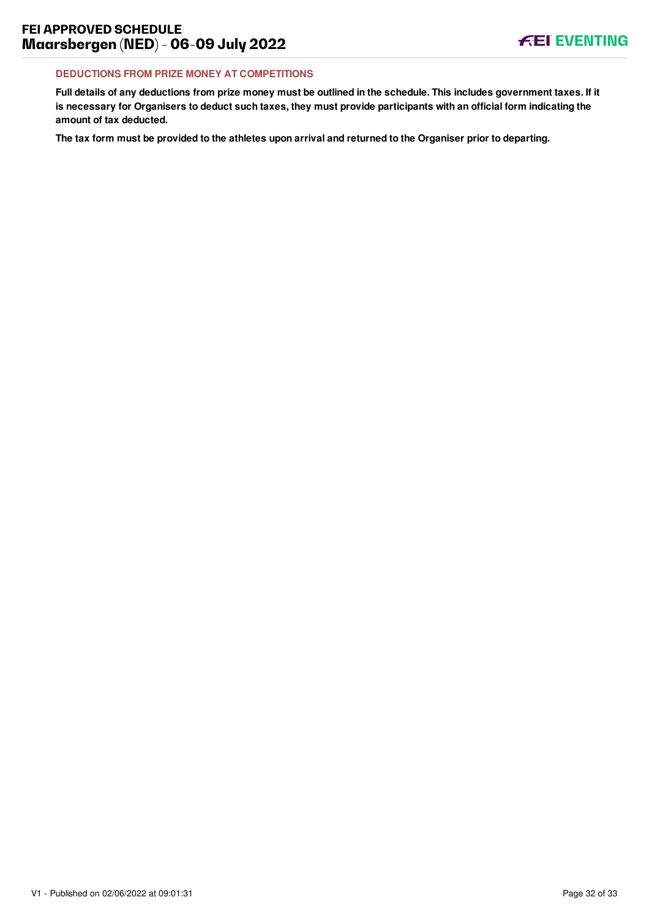### DEDUCTIONS FROM PRIZE MONEY AT COMPETITIONS

**Full details of any deductions from prize money must be outlined in the schedule. This includes government taxes. If it is necessary for Organisers to deduct such taxes, they must provide participants with an official form indicating the amount of tax deducted.**

**The tax form must be provided to the athletes upon arrival and returned to the Organiser prior to departing.**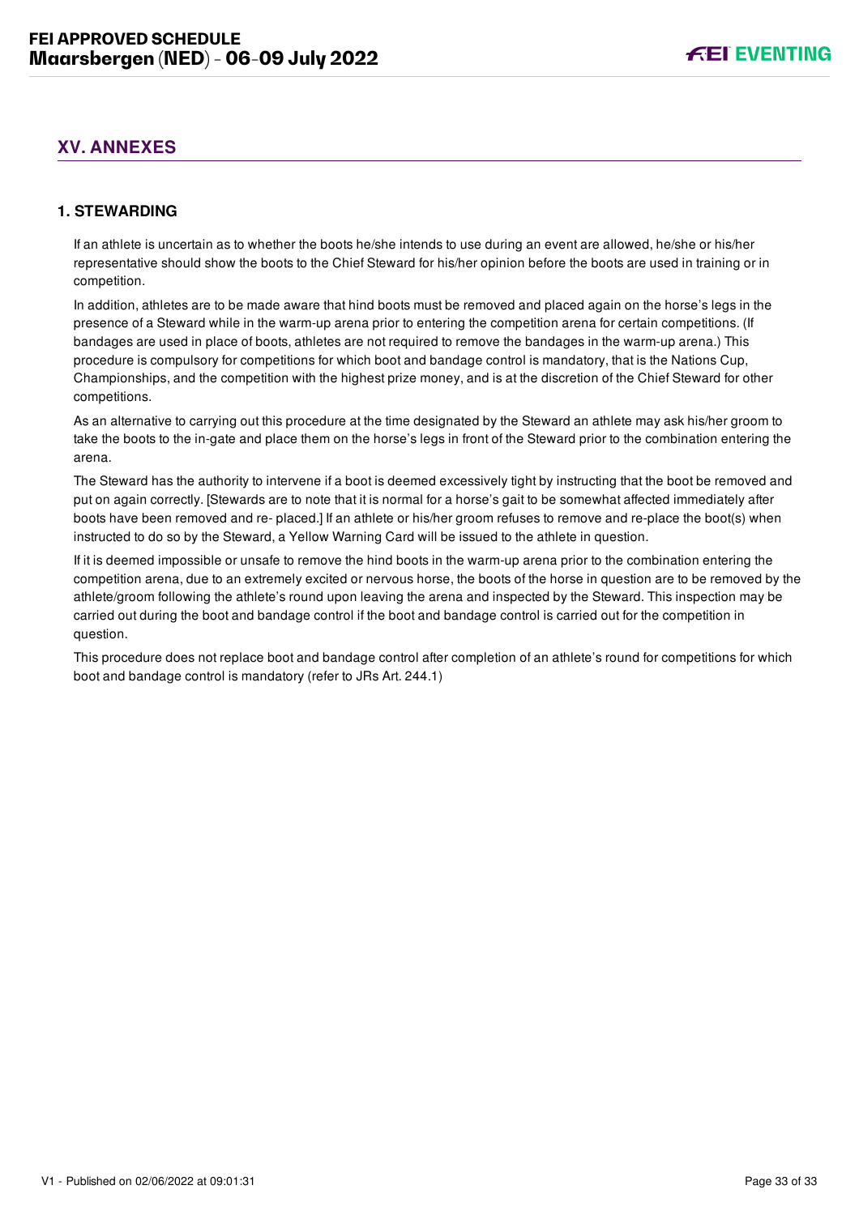## XV. ANNEXES

### 1. STEWARDING

If an athlete is uncertain as to whether the boots he/she intends to use during an event are allowed, he/she or his/her representative should show the boots to the Chief Steward for his/her opinion before the boots are used in training or in competition.

In addition, athletes are to be made aware that hind boots must be removed and placed again on the horse's legs in the presence of a Steward while in the warm-up arena prior to entering the competition arena for certain competitions. (If bandages are used in place of boots, athletes are not required to remove the bandages in the warm-up arena.) This procedure is compulsory for competitions for which boot and bandage control is mandatory, that is the Nations Cup, Championships, and the competition with the highest prize money, and is at the discretion of the Chief Steward for other competitions.

As an alternative to carrying out this procedure at the time designated by the Steward an athlete may ask his/her groom to take the boots to the in-gate and place them on the horse's legs in front of the Steward prior to the combination entering the arena.

The Steward has the authority to intervene if a boot is deemed excessively tight by instructing that the boot be removed and put on again correctly. [Stewards are to note that it is normal for a horse's gait to be somewhat affected immediately after boots have been removed and re- placed.] If an athlete or his/her groom refuses to remove and re-place the boot(s) when instructed to do so by the Steward, a Yellow Warning Card will be issued to the athlete in question.

If it is deemed impossible or unsafe to remove the hind boots in the warm-up arena prior to the combination entering the competition arena, due to an extremely excited or nervous horse, the boots of the horse in question are to be removed by the athlete/groom following the athlete's round upon leaving the arena and inspected by the Steward. This inspection may be carried out during the boot and bandage control if the boot and bandage control is carried out for the competition in question.

This procedure does not replace boot and bandage control after completion of an athlete's round for competitions for which boot and bandage control is mandatory (refer to JRs Art. 244.1)